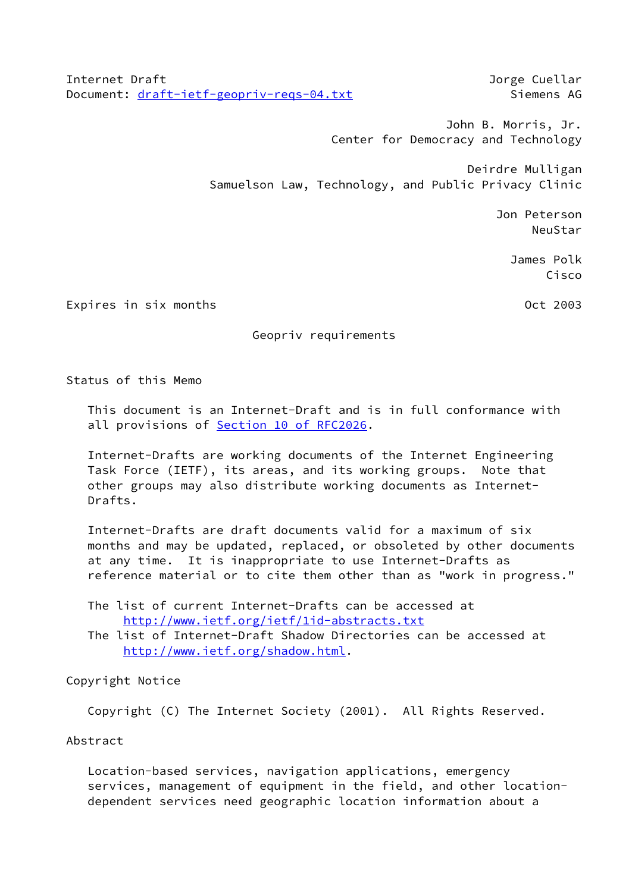Internet Draft
Document: draft-ietf-geopriv-reqs-04.txt

Jorge Cuellar
Siemens AG

John B. Morris, Jr.
Center for Democracy and Technology

Deirdre Mulligan
Samuelson Law, Technology, and Public Privacy Clinic

Jon Peterson
NeuStar

James Polk
Cisco

Expires in six months

Oct 2003

# Geopriv requirements

## Status of this Memo

This document is an Internet-Draft and is in full conformance with all provisions of Section 10 of RFC2026.

Internet-Drafts are working documents of the Internet Engineering Task Force (IETF), its areas, and its working groups. Note that other groups may also distribute working documents as Internet-Drafts.

Internet-Drafts are draft documents valid for a maximum of six months and may be updated, replaced, or obsoleted by other documents at any time. It is inappropriate to use Internet-Drafts as reference material or to cite them other than as "work in progress."

The list of current Internet-Drafts can be accessed at http://www.ietf.org/ietf/1id-abstracts.txt
The list of Internet-Draft Shadow Directories can be accessed at http://www.ietf.org/shadow.html.

## Copyright Notice

Copyright (C) The Internet Society (2001). All Rights Reserved.

## Abstract

Location-based services, navigation applications, emergency services, management of equipment in the field, and other location-dependent services need geographic location information about a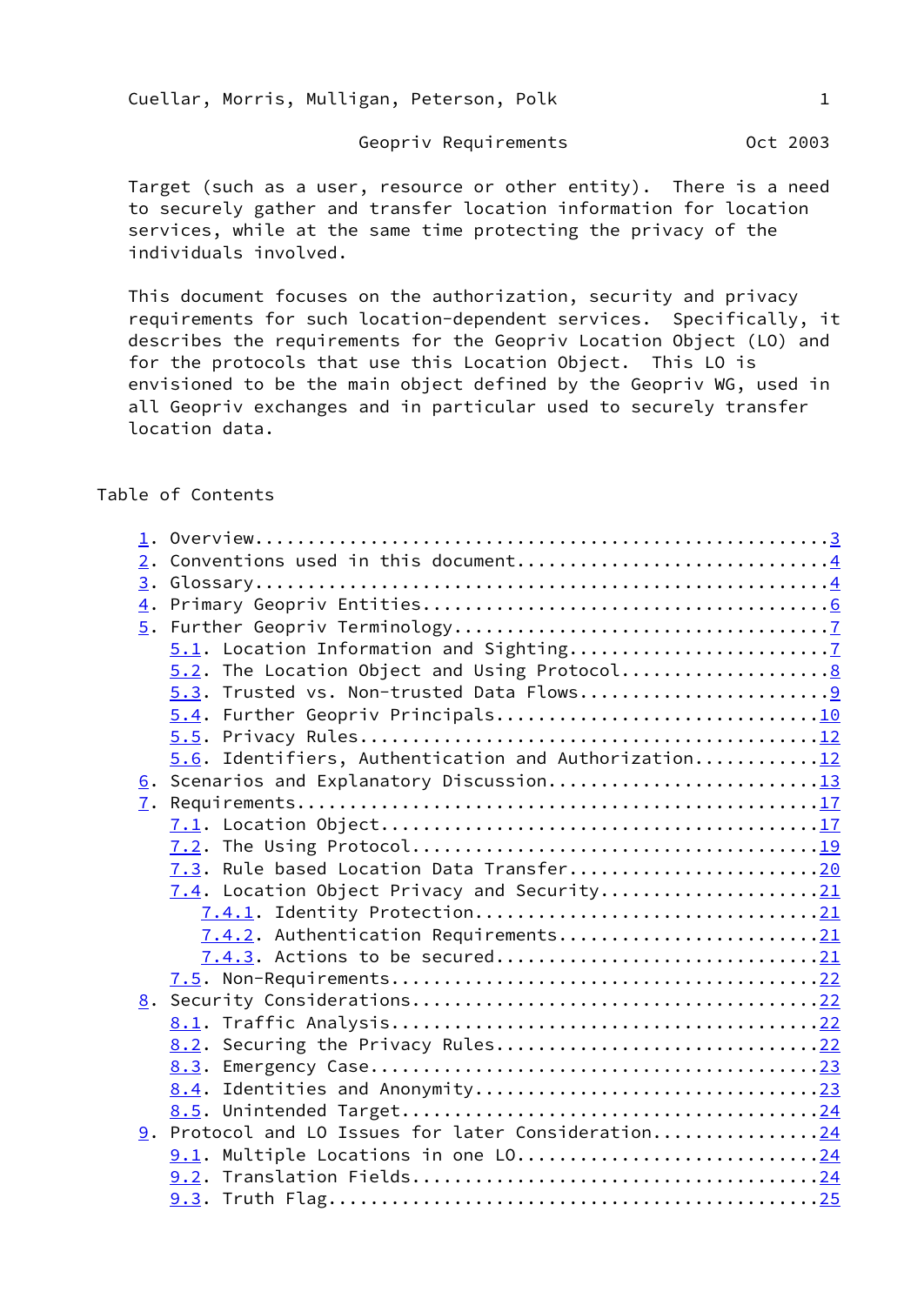Target (such as a user, resource or other entity). There is a need to securely gather and transfer location information for location services, while at the same time protecting the privacy of the individuals involved.

This document focuses on the authorization, security and privacy requirements for such location-dependent services. Specifically, it describes the requirements for the Geopriv Location Object (LO) and for the protocols that use this Location Object. This LO is envisioned to be the main object defined by the Geopriv WG, used in all Geopriv exchanges and in particular used to securely transfer location data.

## Table of Contents

1. Overview....................................................3
2. Conventions used in this document...........................4
3. Glossary....................................................4
4. Primary Geopriv Entities....................................6
5. Further Geopriv Terminology.................................7
   - 5.1. Location Information and Sighting........................7
   - 5.2. The Location Object and Using Protocol...................8
   - 5.3. Trusted vs. Non-trusted Data Flows.......................9
   - 5.4. Further Geopriv Principals..............................10
   - 5.5. Privacy Rules...........................................12
   - 5.6. Identifiers, Authentication and Authorization...........12
6. Scenarios and Explanatory Discussion.........................13
7. Requirements.................................................17
   - 7.1. Location Object.........................................17
   - 7.2. The Using Protocol......................................19
   - 7.3. Rule based Location Data Transfer.......................20
   - 7.4. Location Object Privacy and Security....................21
     - 7.4.1. Identity Protection.................................21
     - 7.4.2. Authentication Requirements.........................21
     - 7.4.3. Actions to be secured...............................21
   - 7.5. Non-Requirements........................................22
8. Security Considerations......................................22
   - 8.1. Traffic Analysis........................................22
   - 8.2. Securing the Privacy Rules..............................22
   - 8.3. Emergency Case..........................................23
   - 8.4. Identities and Anonymity................................23
   - 8.5. Unintended Target.......................................24
9. Protocol and LO Issues for later Consideration...............24
   - 9.1. Multiple Locations in one LO............................24
   - 9.2. Translation Fields......................................24
   - 9.3. Truth Flag..............................................25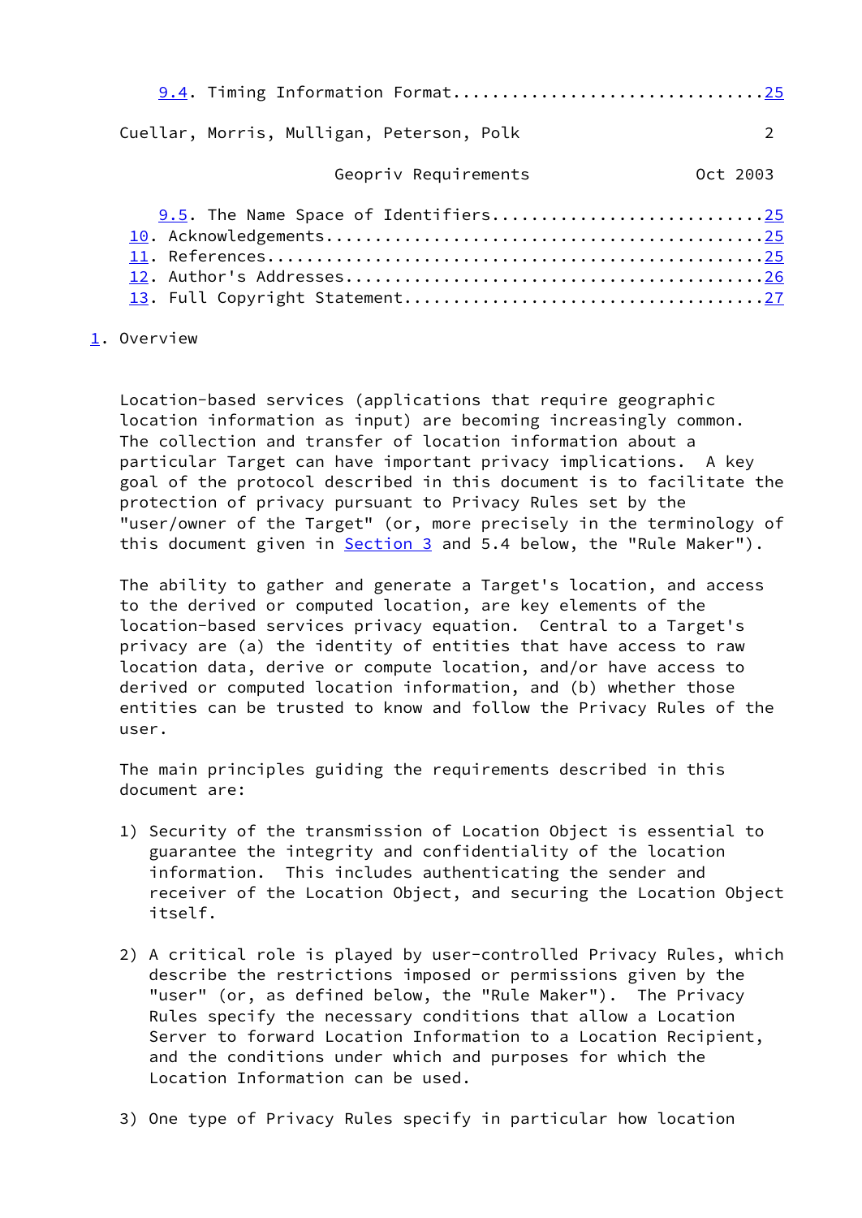9.4. Timing Information Format...............................25

9.5. The Name Space of Identifiers...........................25
10. Acknowledgements.........................................25
11. References...............................................25
12. Author's Addresses.......................................26
13. Full Copyright Statement.................................27

# 1. Overview

Location-based services (applications that require geographic location information as input) are becoming increasingly common. The collection and transfer of location information about a particular Target can have important privacy implications. A key goal of the protocol described in this document is to facilitate the protection of privacy pursuant to Privacy Rules set by the "user/owner of the Target" (or, more precisely in the terminology of this document given in Section 3 and 5.4 below, the "Rule Maker").

The ability to gather and generate a Target's location, and access to the derived or computed location, are key elements of the location-based services privacy equation. Central to a Target's privacy are (a) the identity of entities that have access to raw location data, derive or compute location, and/or have access to derived or computed location information, and (b) whether those entities can be trusted to know and follow the Privacy Rules of the user.

The main principles guiding the requirements described in this document are:

1) Security of the transmission of Location Object is essential to guarantee the integrity and confidentiality of the location information. This includes authenticating the sender and receiver of the Location Object, and securing the Location Object itself.

2) A critical role is played by user-controlled Privacy Rules, which describe the restrictions imposed or permissions given by the "user" (or, as defined below, the "Rule Maker"). The Privacy Rules specify the necessary conditions that allow a Location Server to forward Location Information to a Location Recipient, and the conditions under which and purposes for which the Location Information can be used.

3) One type of Privacy Rules specify in particular how location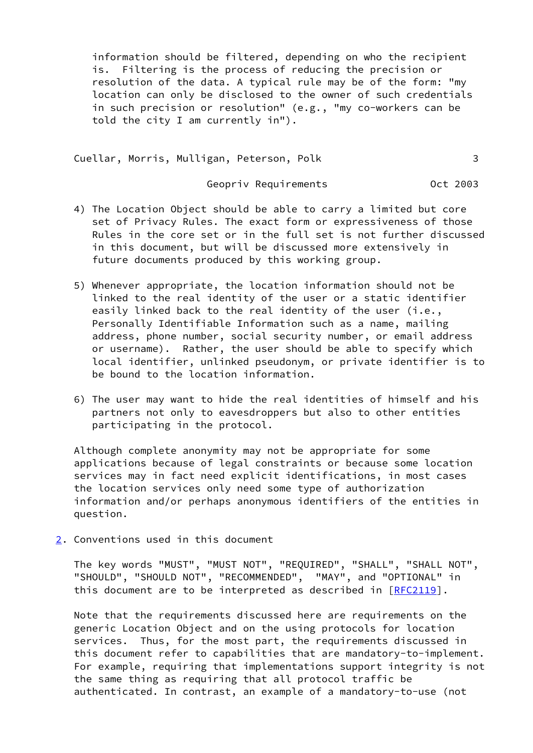information should be filtered, depending on who the recipient is. Filtering is the process of reducing the precision or resolution of the data. A typical rule may be of the form: "my location can only be disclosed to the owner of such credentials in such precision or resolution" (e.g., "my co-workers can be told the city I am currently in").

4) The Location Object should be able to carry a limited but core set of Privacy Rules. The exact form or expressiveness of those Rules in the core set or in the full set is not further discussed in this document, but will be discussed more extensively in future documents produced by this working group.

5) Whenever appropriate, the location information should not be linked to the real identity of the user or a static identifier easily linked back to the real identity of the user (i.e., Personally Identifiable Information such as a name, mailing address, phone number, social security number, or email address or username). Rather, the user should be able to specify which local identifier, unlinked pseudonym, or private identifier is to be bound to the location information.

6) The user may want to hide the real identities of himself and his partners not only to eavesdroppers but also to other entities participating in the protocol.

Although complete anonymity may not be appropriate for some applications because of legal constraints or because some location services may in fact need explicit identifications, in most cases the location services only need some type of authorization information and/or perhaps anonymous identifiers of the entities in question.

## 2. Conventions used in this document

The key words "MUST", "MUST NOT", "REQUIRED", "SHALL", "SHALL NOT", "SHOULD", "SHOULD NOT", "RECOMMENDED", "MAY", and "OPTIONAL" in this document are to be interpreted as described in [RFC2119].

Note that the requirements discussed here are requirements on the generic Location Object and on the using protocols for location services. Thus, for the most part, the requirements discussed in this document refer to capabilities that are mandatory-to-implement. For example, requiring that implementations support integrity is not the same thing as requiring that all protocol traffic be authenticated. In contrast, an example of a mandatory-to-use (not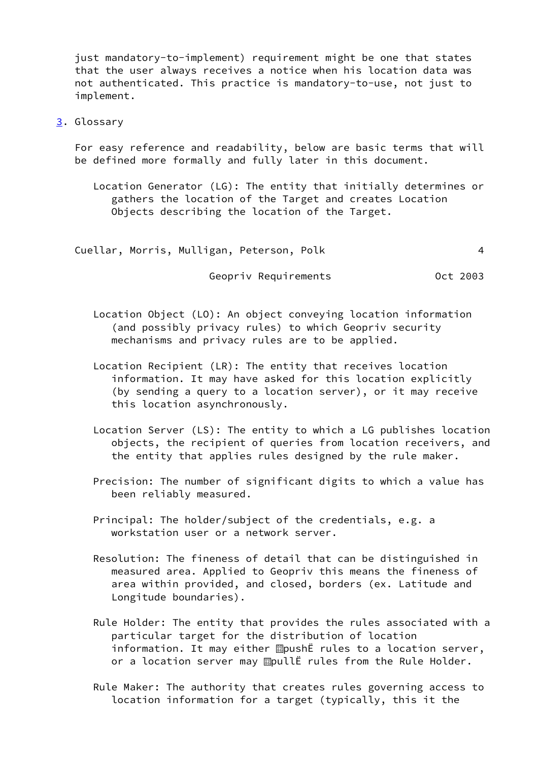just mandatory-to-implement) requirement might be one that states that the user always receives a notice when his location data was not authenticated. This practice is mandatory-to-use, not just to implement.

## 3. Glossary

For easy reference and readability, below are basic terms that will be defined more formally and fully later in this document.

Location Generator (LG): The entity that initially determines or gathers the location of the Target and creates Location Objects describing the location of the Target.

Location Object (LO): An object conveying location information (and possibly privacy rules) to which Geopriv security mechanisms and privacy rules are to be applied.

Location Recipient (LR): The entity that receives location information. It may have asked for this location explicitly (by sending a query to a location server), or it may receive this location asynchronously.

Location Server (LS): The entity to which a LG publishes location objects, the recipient of queries from location receivers, and the entity that applies rules designed by the rule maker.

Precision: The number of significant digits to which a value has been reliably measured.

Principal: The holder/subject of the credentials, e.g. a workstation user or a network server.

Resolution: The fineness of detail that can be distinguished in measured area. Applied to Geopriv this means the fineness of area within provided, and closed, borders (ex. Latitude and Longitude boundaries).

Rule Holder: The entity that provides the rules associated with a particular target for the distribution of location information. It may either pushË rules to a location server, or a location server may pullË rules from the Rule Holder.

Rule Maker: The authority that creates rules governing access to location information for a target (typically, this it the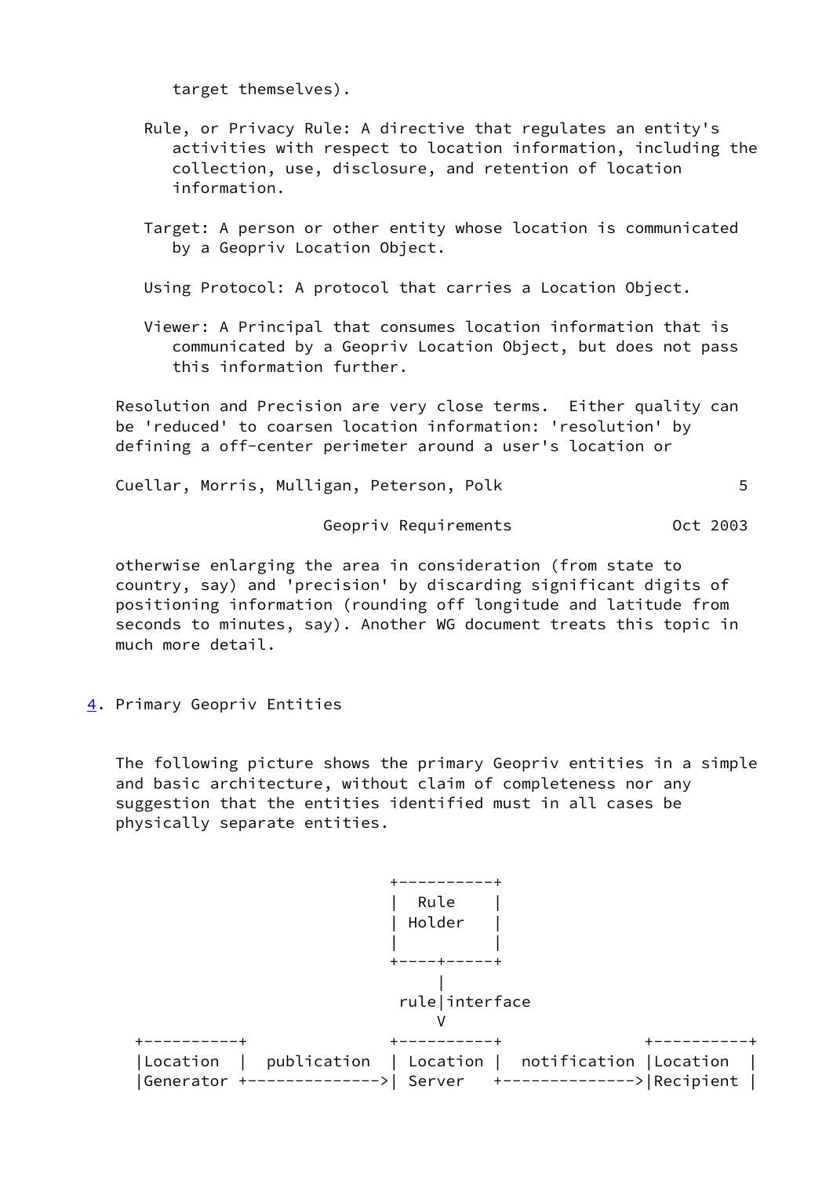target themselves).

Rule, or Privacy Rule: A directive that regulates an entity's activities with respect to location information, including the collection, use, disclosure, and retention of location information.

Target: A person or other entity whose location is communicated by a Geopriv Location Object.

Using Protocol: A protocol that carries a Location Object.

Viewer: A Principal that consumes location information that is communicated by a Geopriv Location Object, but does not pass this information further.

Resolution and Precision are very close terms. Either quality can be 'reduced' to coarsen location information: 'resolution' by defining a off-center perimeter around a user's location or otherwise enlarging the area in consideration (from state to country, say) and 'precision' by discarding significant digits of positioning information (rounding off longitude and latitude from seconds to minutes, say). Another WG document treats this topic in much more detail.

## 4. Primary Geopriv Entities

The following picture shows the primary Geopriv entities in a simple and basic architecture, without claim of completeness nor any suggestion that the entities identified must in all cases be physically separate entities.

```
                          +----------+
                          |  Rule    |
                          | Holder   |
                          |          |
                          +----+-----+
                               |
                           rule|interface
                               V
 +----------+             +----------+               +----------+
 |Location  |  publication | Location |  notification |Location  |
 |Generator +-------------->| Server   +-------------->|Recipient |
```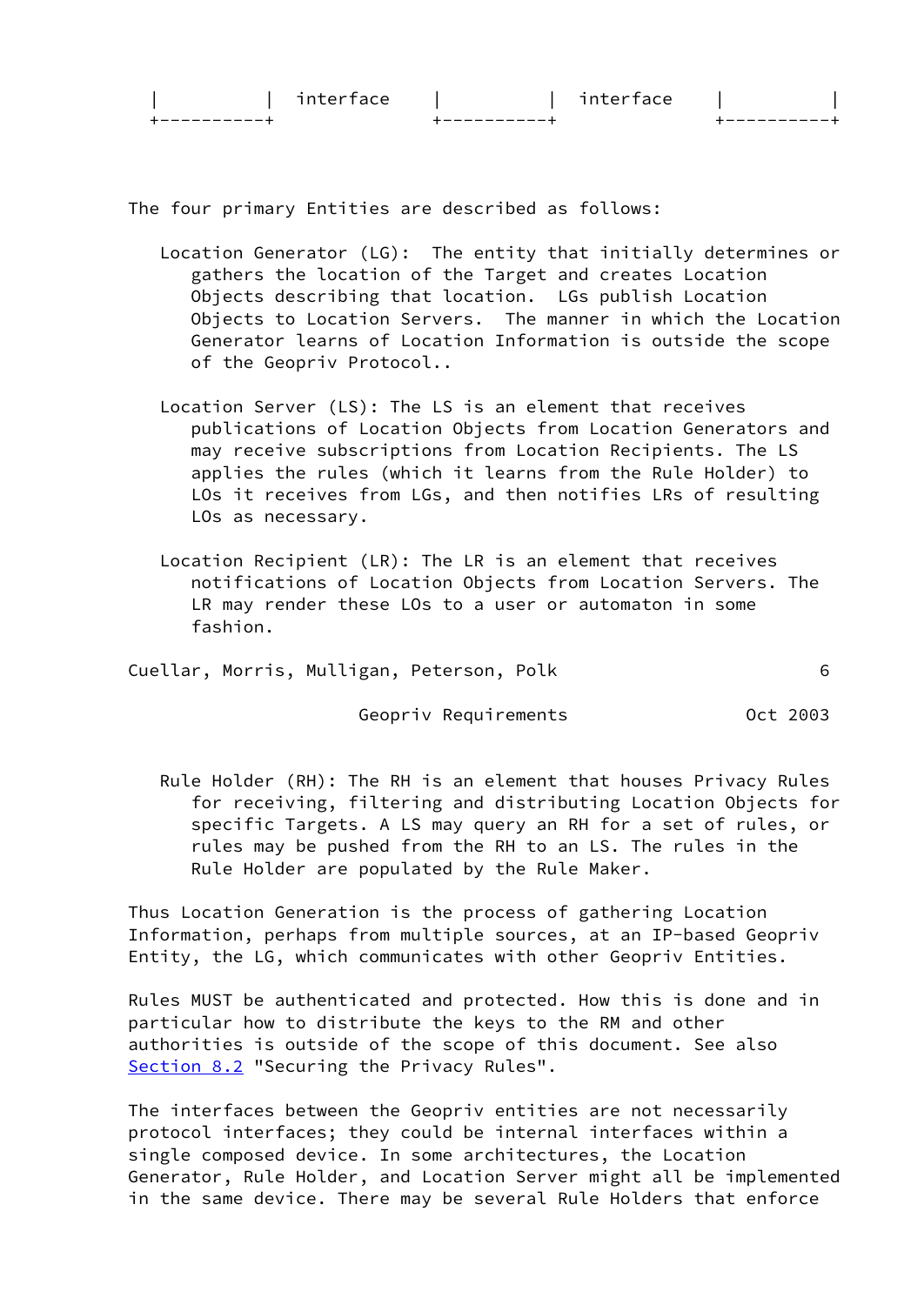```
|           |  interface    |           |  interface    |           |
+-----------+               +-----------+               +-----------+
```

The four primary Entities are described as follows:

Location Generator (LG): The entity that initially determines or gathers the location of the Target and creates Location Objects describing that location. LGs publish Location Objects to Location Servers. The manner in which the Location Generator learns of Location Information is outside the scope of the Geopriv Protocol..

Location Server (LS): The LS is an element that receives publications of Location Objects from Location Generators and may receive subscriptions from Location Recipients. The LS applies the rules (which it learns from the Rule Holder) to LOs it receives from LGs, and then notifies LRs of resulting LOs as necessary.

Location Recipient (LR): The LR is an element that receives notifications of Location Objects from Location Servers. The LR may render these LOs to a user or automaton in some fashion.

Rule Holder (RH): The RH is an element that houses Privacy Rules for receiving, filtering and distributing Location Objects for specific Targets. A LS may query an RH for a set of rules, or rules may be pushed from the RH to an LS. The rules in the Rule Holder are populated by the Rule Maker.

Thus Location Generation is the process of gathering Location Information, perhaps from multiple sources, at an IP-based Geopriv Entity, the LG, which communicates with other Geopriv Entities.

Rules MUST be authenticated and protected. How this is done and in particular how to distribute the keys to the RM and other authorities is outside of the scope of this document. See also Section 8.2 "Securing the Privacy Rules".

The interfaces between the Geopriv entities are not necessarily protocol interfaces; they could be internal interfaces within a single composed device. In some architectures, the Location Generator, Rule Holder, and Location Server might all be implemented in the same device. There may be several Rule Holders that enforce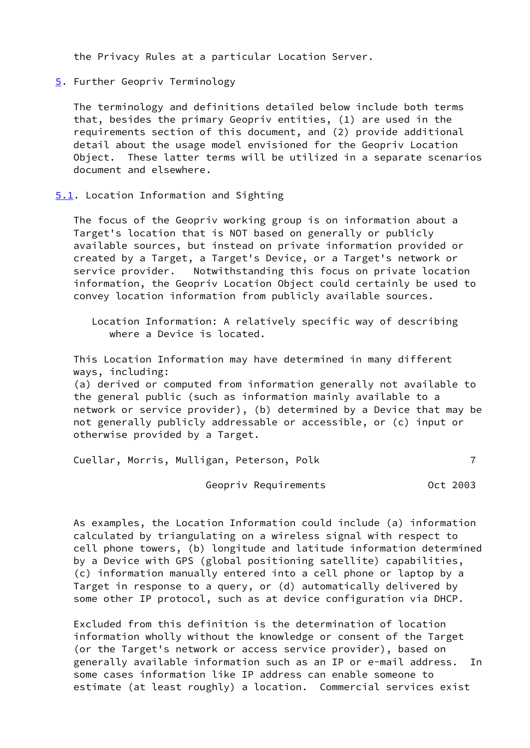the Privacy Rules at a particular Location Server.

## 5. Further Geopriv Terminology

The terminology and definitions detailed below include both terms that, besides the primary Geopriv entities, (1) are used in the requirements section of this document, and (2) provide additional detail about the usage model envisioned for the Geopriv Location Object. These latter terms will be utilized in a separate scenarios document and elsewhere.

### 5.1. Location Information and Sighting

The focus of the Geopriv working group is on information about a Target's location that is NOT based on generally or publicly available sources, but instead on private information provided or created by a Target, a Target's Device, or a Target's network or service provider. Notwithstanding this focus on private location information, the Geopriv Location Object could certainly be used to convey location information from publicly available sources.

> Location Information: A relatively specific way of describing where a Device is located.

This Location Information may have determined in many different ways, including:
(a) derived or computed from information generally not available to the general public (such as information mainly available to a network or service provider), (b) determined by a Device that may be not generally publicly addressable or accessible, or (c) input or otherwise provided by a Target.

As examples, the Location Information could include (a) information calculated by triangulating on a wireless signal with respect to cell phone towers, (b) longitude and latitude information determined by a Device with GPS (global positioning satellite) capabilities, (c) information manually entered into a cell phone or laptop by a Target in response to a query, or (d) automatically delivered by some other IP protocol, such as at device configuration via DHCP.

Excluded from this definition is the determination of location information wholly without the knowledge or consent of the Target (or the Target's network or access service provider), based on generally available information such as an IP or e-mail address. In some cases information like IP address can enable someone to estimate (at least roughly) a location. Commercial services exist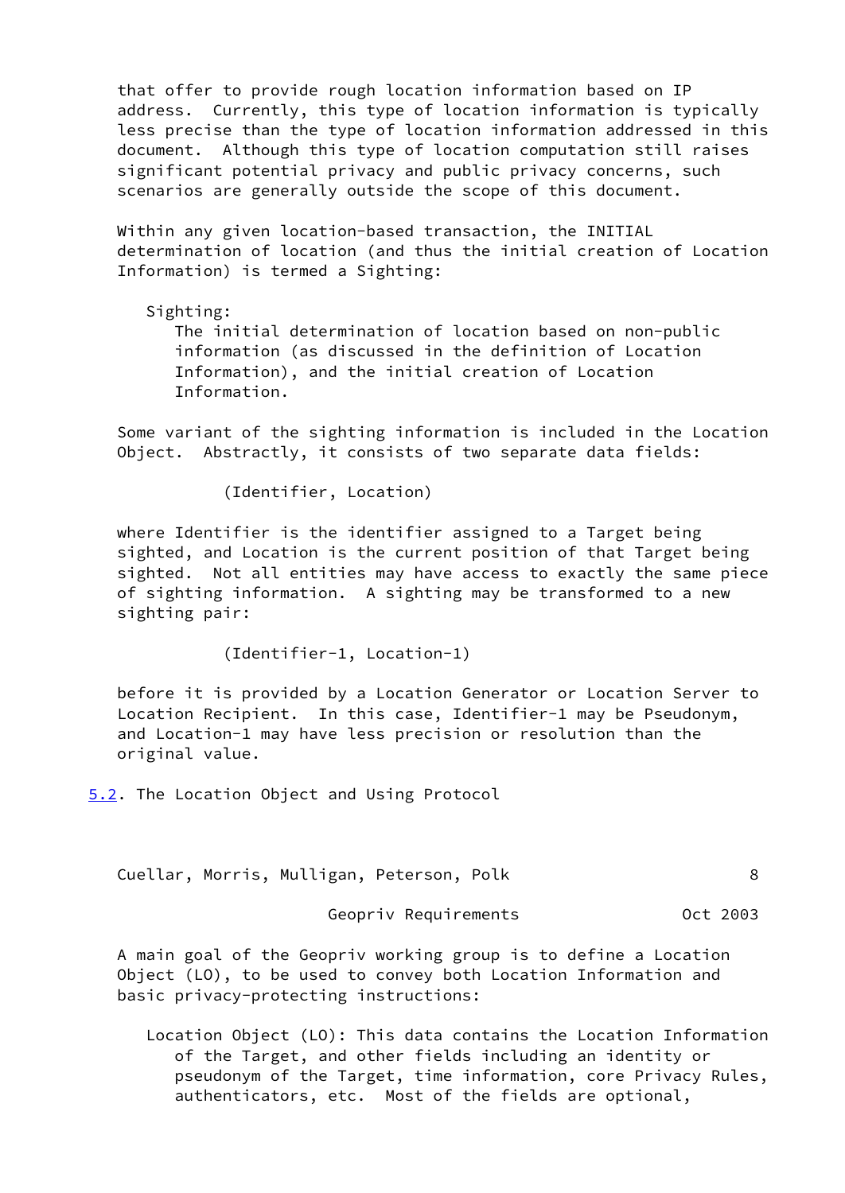that offer to provide rough location information based on IP address. Currently, this type of location information is typically less precise than the type of location information addressed in this document. Although this type of location computation still raises significant potential privacy and public privacy concerns, such scenarios are generally outside the scope of this document.

Within any given location-based transaction, the INITIAL determination of location (and thus the initial creation of Location Information) is termed a Sighting:

Sighting:
The initial determination of location based on non-public information (as discussed in the definition of Location Information), and the initial creation of Location Information.

Some variant of the sighting information is included in the Location Object. Abstractly, it consists of two separate data fields:

```
(Identifier, Location)
```

where Identifier is the identifier assigned to a Target being sighted, and Location is the current position of that Target being sighted. Not all entities may have access to exactly the same piece of sighting information. A sighting may be transformed to a new sighting pair:

```
(Identifier-1, Location-1)
```

before it is provided by a Location Generator or Location Server to Location Recipient. In this case, Identifier-1 may be Pseudonym, and Location-1 may have less precision or resolution than the original value.

## 5.2. The Location Object and Using Protocol

A main goal of the Geopriv working group is to define a Location Object (LO), to be used to convey both Location Information and basic privacy-protecting instructions:

Location Object (LO): This data contains the Location Information of the Target, and other fields including an identity or pseudonym of the Target, time information, core Privacy Rules, authenticators, etc. Most of the fields are optional,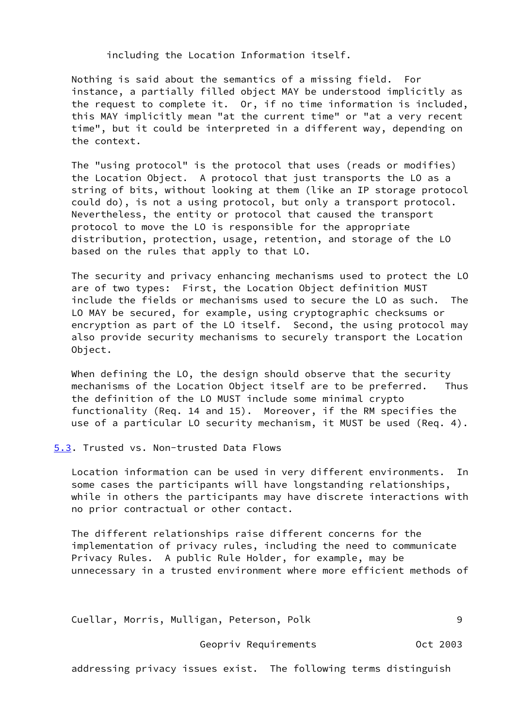including the Location Information itself.

Nothing is said about the semantics of a missing field. For instance, a partially filled object MAY be understood implicitly as the request to complete it. Or, if no time information is included, this MAY implicitly mean "at the current time" or "at a very recent time", but it could be interpreted in a different way, depending on the context.

The "using protocol" is the protocol that uses (reads or modifies) the Location Object. A protocol that just transports the LO as a string of bits, without looking at them (like an IP storage protocol could do), is not a using protocol, but only a transport protocol. Nevertheless, the entity or protocol that caused the transport protocol to move the LO is responsible for the appropriate distribution, protection, usage, retention, and storage of the LO based on the rules that apply to that LO.

The security and privacy enhancing mechanisms used to protect the LO are of two types: First, the Location Object definition MUST include the fields or mechanisms used to secure the LO as such. The LO MAY be secured, for example, using cryptographic checksums or encryption as part of the LO itself. Second, the using protocol may also provide security mechanisms to securely transport the Location Object.

When defining the LO, the design should observe that the security mechanisms of the Location Object itself are to be preferred. Thus the definition of the LO MUST include some minimal crypto functionality (Req. 14 and 15). Moreover, if the RM specifies the use of a particular LO security mechanism, it MUST be used (Req. 4).

## 5.3. Trusted vs. Non-trusted Data Flows

Location information can be used in very different environments. In some cases the participants will have longstanding relationships, while in others the participants may have discrete interactions with no prior contractual or other contact.

The different relationships raise different concerns for the implementation of privacy rules, including the need to communicate Privacy Rules. A public Rule Holder, for example, may be unnecessary in a trusted environment where more efficient methods of addressing privacy issues exist. The following terms distinguish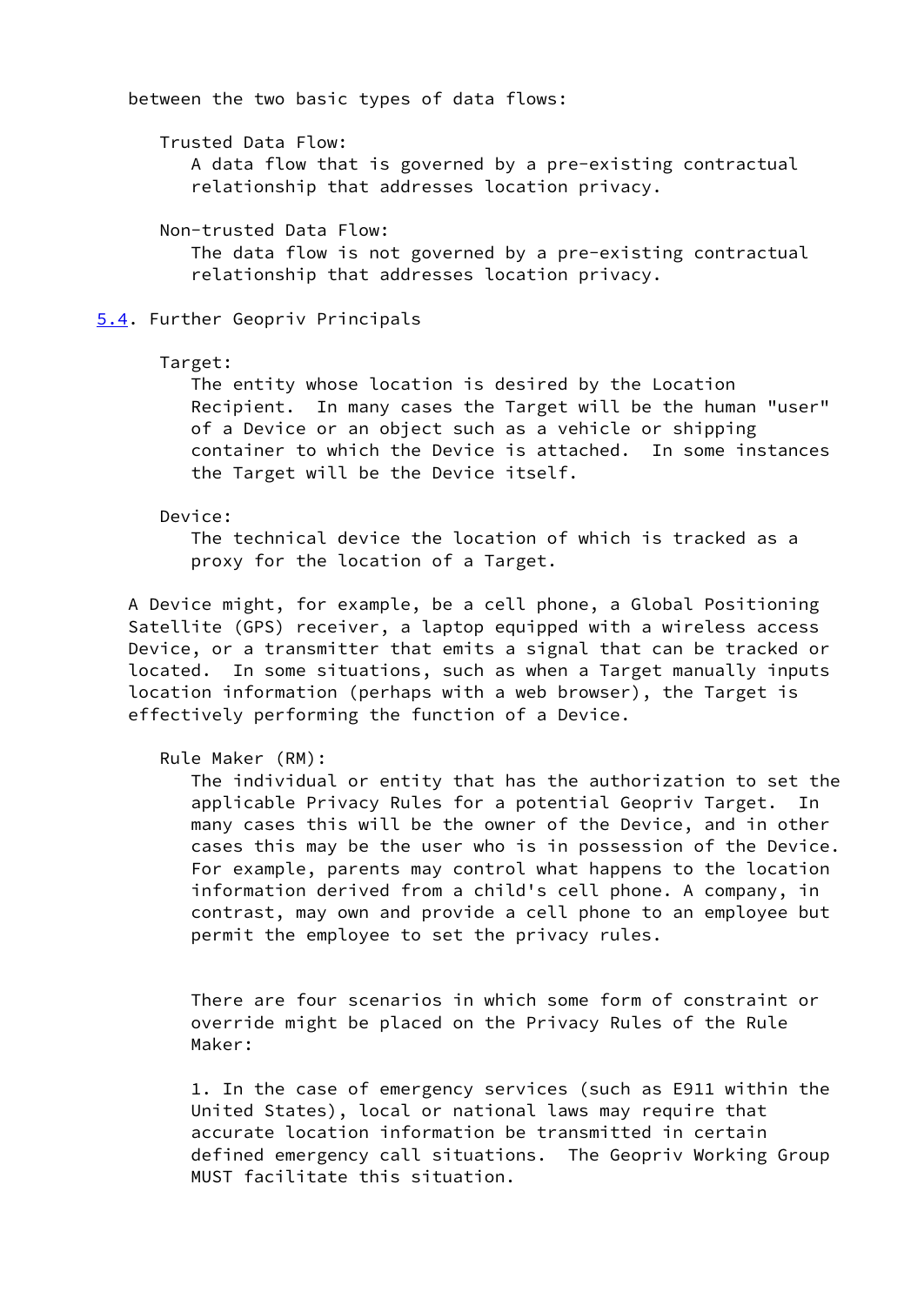between the two basic types of data flows:

Trusted Data Flow:
A data flow that is governed by a pre-existing contractual relationship that addresses location privacy.

Non-trusted Data Flow:
The data flow is not governed by a pre-existing contractual relationship that addresses location privacy.

### 5.4. Further Geopriv Principals

Target:
The entity whose location is desired by the Location Recipient. In many cases the Target will be the human "user" of a Device or an object such as a vehicle or shipping container to which the Device is attached. In some instances the Target will be the Device itself.

Device:
The technical device the location of which is tracked as a proxy for the location of a Target.

A Device might, for example, be a cell phone, a Global Positioning Satellite (GPS) receiver, a laptop equipped with a wireless access Device, or a transmitter that emits a signal that can be tracked or located. In some situations, such as when a Target manually inputs location information (perhaps with a web browser), the Target is effectively performing the function of a Device.

Rule Maker (RM):
The individual or entity that has the authorization to set the applicable Privacy Rules for a potential Geopriv Target. In many cases this will be the owner of the Device, and in other cases this may be the user who is in possession of the Device. For example, parents may control what happens to the location information derived from a child's cell phone. A company, in contrast, may own and provide a cell phone to an employee but permit the employee to set the privacy rules.

There are four scenarios in which some form of constraint or override might be placed on the Privacy Rules of the Rule Maker:

1. In the case of emergency services (such as E911 within the United States), local or national laws may require that accurate location information be transmitted in certain defined emergency call situations. The Geopriv Working Group MUST facilitate this situation.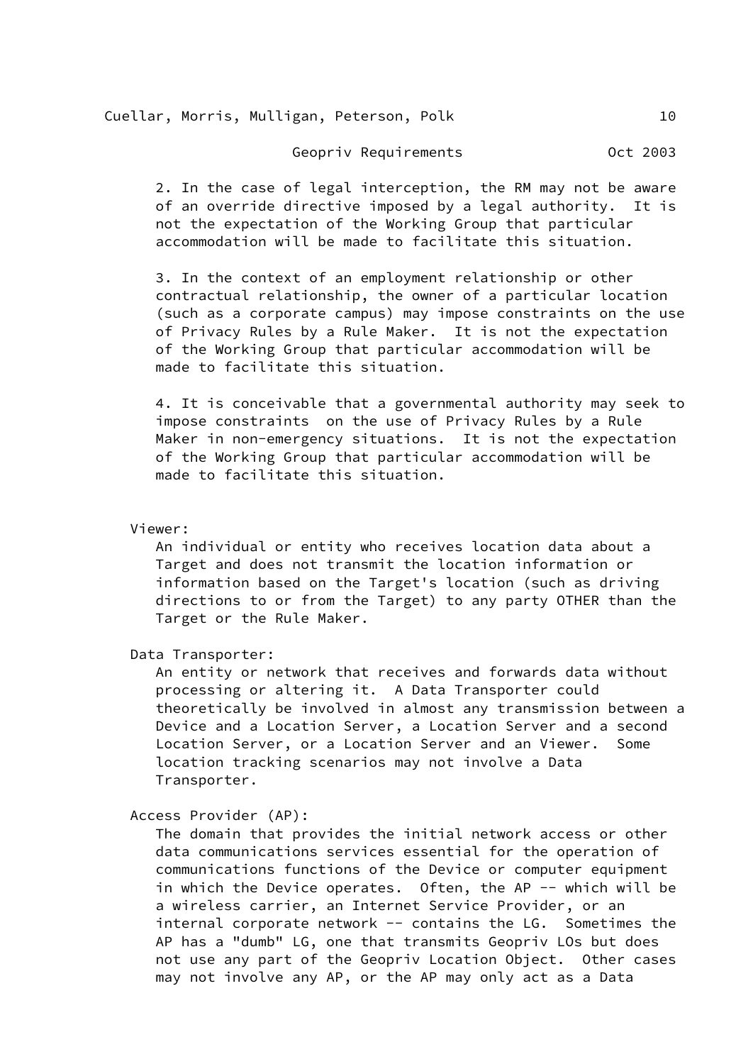2. In the case of legal interception, the RM may not be aware of an override directive imposed by a legal authority. It is not the expectation of the Working Group that particular accommodation will be made to facilitate this situation.

3. In the context of an employment relationship or other contractual relationship, the owner of a particular location (such as a corporate campus) may impose constraints on the use of Privacy Rules by a Rule Maker. It is not the expectation of the Working Group that particular accommodation will be made to facilitate this situation.

4. It is conceivable that a governmental authority may seek to impose constraints on the use of Privacy Rules by a Rule Maker in non-emergency situations. It is not the expectation of the Working Group that particular accommodation will be made to facilitate this situation.

Viewer:
An individual or entity who receives location data about a Target and does not transmit the location information or information based on the Target's location (such as driving directions to or from the Target) to any party OTHER than the Target or the Rule Maker.

Data Transporter:
An entity or network that receives and forwards data without processing or altering it. A Data Transporter could theoretically be involved in almost any transmission between a Device and a Location Server, a Location Server and a second Location Server, or a Location Server and an Viewer. Some location tracking scenarios may not involve a Data Transporter.

Access Provider (AP):
The domain that provides the initial network access or other data communications services essential for the operation of communications functions of the Device or computer equipment in which the Device operates. Often, the AP -- which will be a wireless carrier, an Internet Service Provider, or an internal corporate network -- contains the LG. Sometimes the AP has a "dumb" LG, one that transmits Geopriv LOs but does not use any part of the Geopriv Location Object. Other cases may not involve any AP, or the AP may only act as a Data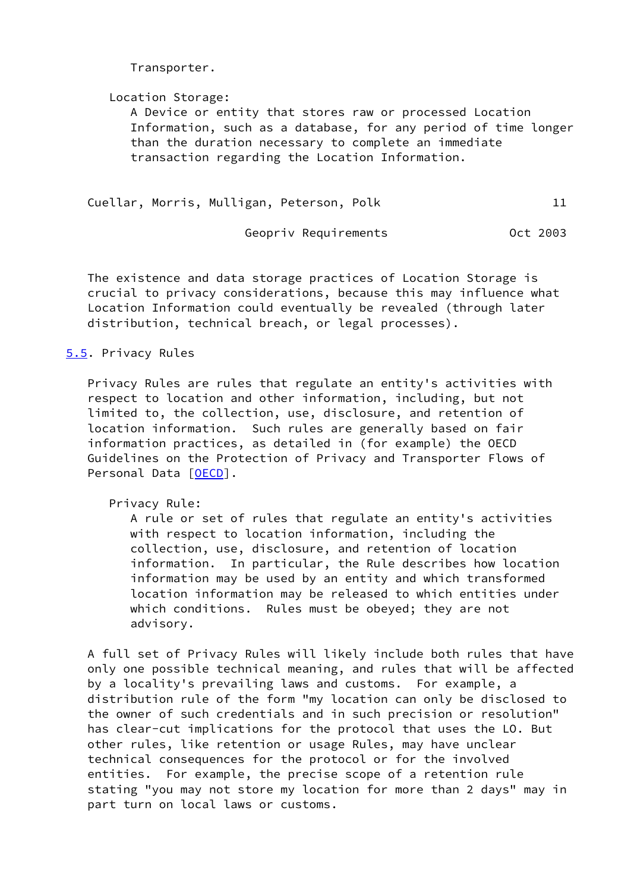Transporter.

Location Storage:
A Device or entity that stores raw or processed Location Information, such as a database, for any period of time longer than the duration necessary to complete an immediate transaction regarding the Location Information.

The existence and data storage practices of Location Storage is crucial to privacy considerations, because this may influence what Location Information could eventually be revealed (through later distribution, technical breach, or legal processes).

## 5.5. Privacy Rules

Privacy Rules are rules that regulate an entity's activities with respect to location and other information, including, but not limited to, the collection, use, disclosure, and retention of location information. Such rules are generally based on fair information practices, as detailed in (for example) the OECD Guidelines on the Protection of Privacy and Transporter Flows of Personal Data [OECD].

Privacy Rule:
A rule or set of rules that regulate an entity's activities with respect to location information, including the collection, use, disclosure, and retention of location information. In particular, the Rule describes how location information may be used by an entity and which transformed location information may be released to which entities under which conditions. Rules must be obeyed; they are not advisory.

A full set of Privacy Rules will likely include both rules that have only one possible technical meaning, and rules that will be affected by a locality's prevailing laws and customs. For example, a distribution rule of the form "my location can only be disclosed to the owner of such credentials and in such precision or resolution" has clear-cut implications for the protocol that uses the LO. But other rules, like retention or usage Rules, may have unclear technical consequences for the protocol or for the involved entities. For example, the precise scope of a retention rule stating "you may not store my location for more than 2 days" may in part turn on local laws or customs.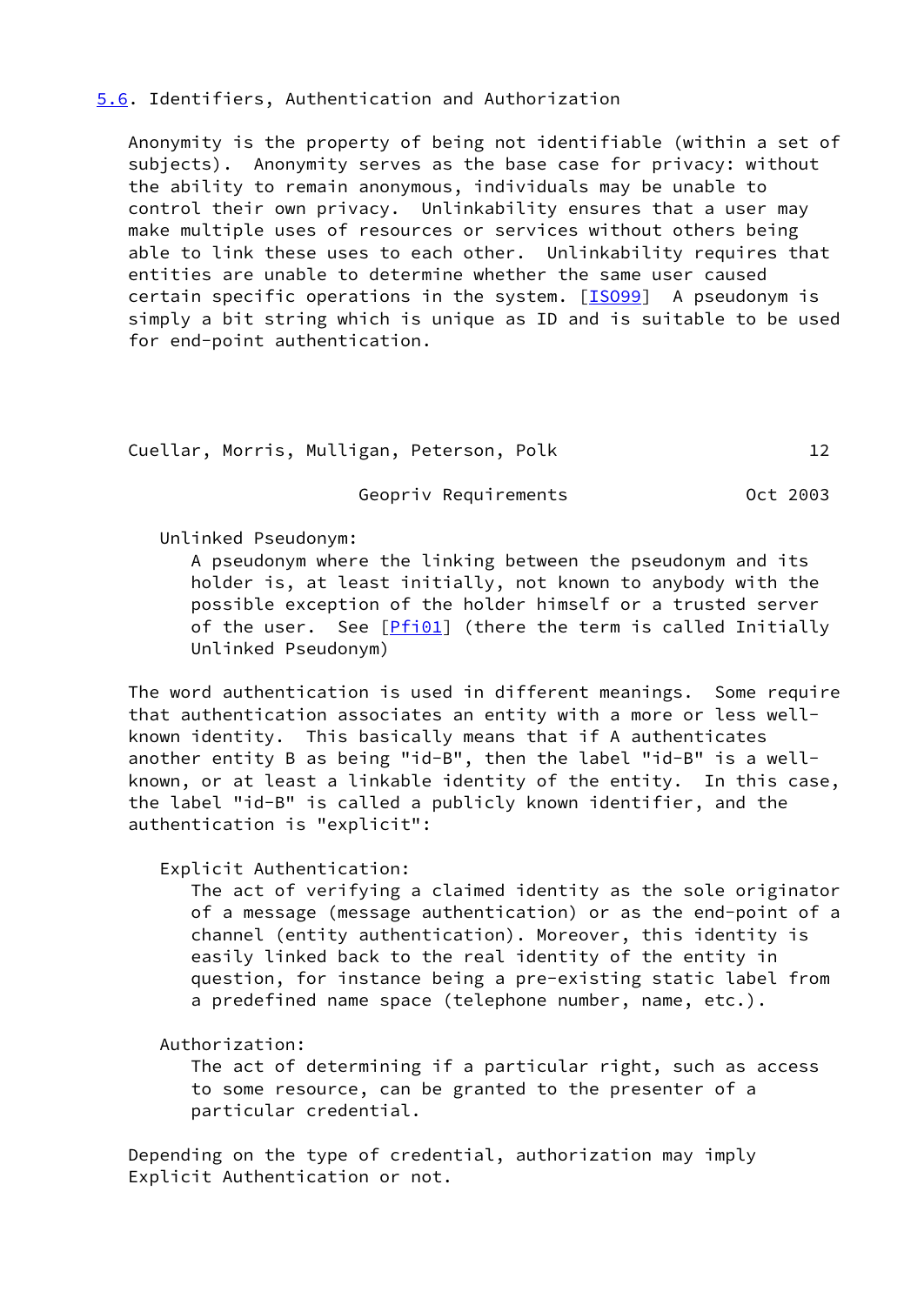## 5.6. Identifiers, Authentication and Authorization

Anonymity is the property of being not identifiable (within a set of subjects). Anonymity serves as the base case for privacy: without the ability to remain anonymous, individuals may be unable to control their own privacy. Unlinkability ensures that a user may make multiple uses of resources or services without others being able to link these uses to each other. Unlinkability requires that entities are unable to determine whether the same user caused certain specific operations in the system. [ISO99] A pseudonym is simply a bit string which is unique as ID and is suitable to be used for end-point authentication.

Unlinked Pseudonym:
: A pseudonym where the linking between the pseudonym and its holder is, at least initially, not known to anybody with the possible exception of the holder himself or a trusted server of the user. See [Pfi01] (there the term is called Initially Unlinked Pseudonym)

The word authentication is used in different meanings. Some require that authentication associates an entity with a more or less well-known identity. This basically means that if A authenticates another entity B as being "id-B", then the label "id-B" is a well-known, or at least a linkable identity of the entity. In this case, the label "id-B" is called a publicly known identifier, and the authentication is "explicit":

Explicit Authentication:
: The act of verifying a claimed identity as the sole originator of a message (message authentication) or as the end-point of a channel (entity authentication). Moreover, this identity is easily linked back to the real identity of the entity in question, for instance being a pre-existing static label from a predefined name space (telephone number, name, etc.).

Authorization:
: The act of determining if a particular right, such as access to some resource, can be granted to the presenter of a particular credential.

Depending on the type of credential, authorization may imply Explicit Authentication or not.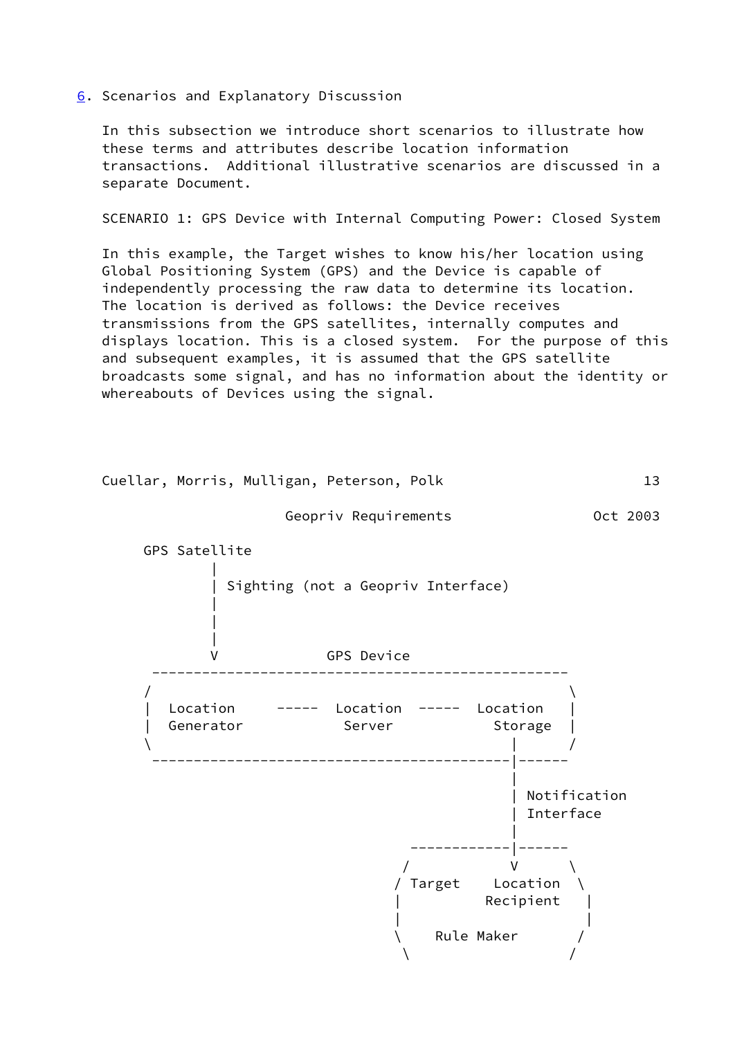## 6. Scenarios and Explanatory Discussion

In this subsection we introduce short scenarios to illustrate how these terms and attributes describe location information transactions. Additional illustrative scenarios are discussed in a separate Document.

SCENARIO 1: GPS Device with Internal Computing Power: Closed System

In this example, the Target wishes to know his/her location using Global Positioning System (GPS) and the Device is capable of independently processing the raw data to determine its location. The location is derived as follows: the Device receives transmissions from the GPS satellites, internally computes and displays location. This is a closed system. For the purpose of this and subsequent examples, it is assumed that the GPS satellite broadcasts some signal, and has no information about the identity or whereabouts of Devices using the signal.

```
     GPS Satellite
             |
             | Sighting (not a Geopriv Interface)
             |
             |
             |
             V             GPS Device
      --------------------------------------------------
     /                                                  \
     |  Location     -----  Location  -----  Location   |
     |  Generator            Server            Storage  |
     \                                            |     /
      --------------------------------------------|------
                                                  |
                                                  | Notification
                                                  | Interface
                                                  |
                                      ------------|------
                                     /            V      \
                                    / Target    Location  \
                                    |           Recipient  |
                                    |                      |
                                    \    Rule Maker       /
                                     \                   /
```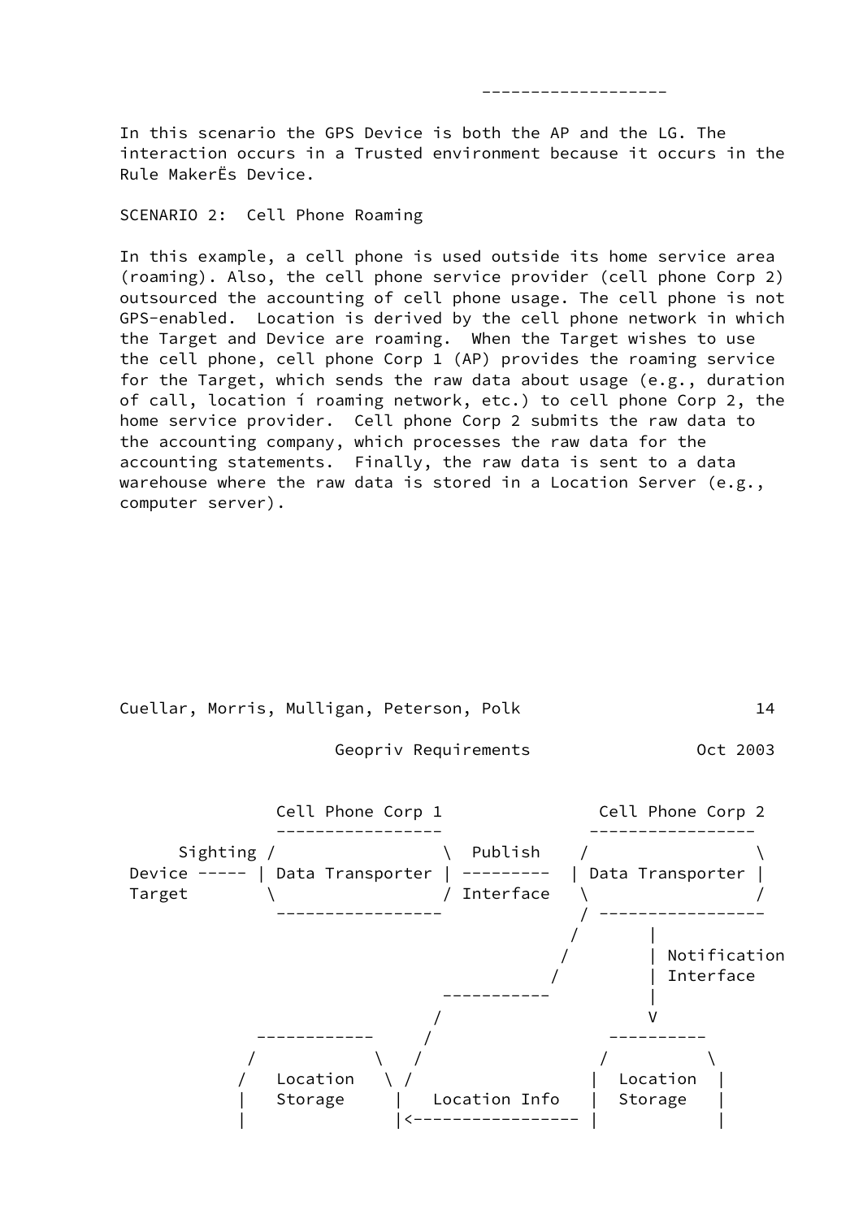```
                                          -------------------
```

In this scenario the GPS Device is both the AP and the LG. The interaction occurs in a Trusted environment because it occurs in the Rule MakerËs Device.

SCENARIO 2:  Cell Phone Roaming

In this example, a cell phone is used outside its home service area (roaming). Also, the cell phone service provider (cell phone Corp 2) outsourced the accounting of cell phone usage. The cell phone is not GPS-enabled.  Location is derived by the cell phone network in which the Target and Device are roaming.  When the Target wishes to use the cell phone, cell phone Corp 1 (AP) provides the roaming service for the Target, which sends the raw data about usage (e.g., duration of call, location í roaming network, etc.) to cell phone Corp 2, the home service provider.  Cell phone Corp 2 submits the raw data to the accounting company, which processes the raw data for the accounting statements.  Finally, the raw data is sent to a data warehouse where the raw data is stored in a Location Server (e.g., computer server).

```
               Cell Phone Corp 1              Cell Phone Corp 2
               -----------------             -----------------
      Sighting /                 \  Publish    /                 \
 Device ----- | Data Transporter | ---------  | Data Transporter |
 Target        \                 / Interface   \                 /
               -----------------              / -----------------
                                             /       |
                                            /        | Notification
                                           /         | Interface
                                -----------          |
                               /                     V
               ------------   /                  ----------
              /            \ /                  /          \
             /   Location   \ /                |  Location  |
             |   Storage     |   Location Info  |  Storage   |
             |               |<----------------- |           |
```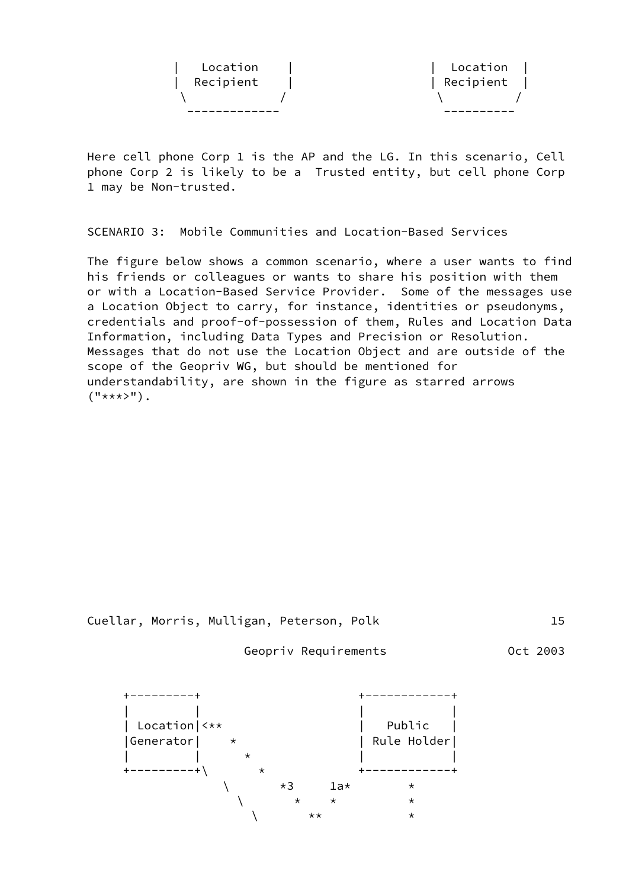```
        |   Location    |                  |  Location  |
        |  Recipient    |                  | Recipient  |
         \             /                    \          /
          -------------                      ----------
```

Here cell phone Corp 1 is the AP and the LG. In this scenario, Cell phone Corp 2 is likely to be a Trusted entity, but cell phone Corp 1 may be Non-trusted.

SCENARIO 3: Mobile Communities and Location-Based Services

The figure below shows a common scenario, where a user wants to find his friends or colleagues or wants to share his position with them or with a Location-Based Service Provider. Some of the messages use a Location Object to carry, for instance, identities or pseudonyms, credentials and proof-of-possession of them, Rules and Location Data Information, including Data Types and Precision or Resolution. Messages that do not use the Location Object and are outside of the scope of the Geopriv WG, but should be mentioned for understandability, are shown in the figure as starred arrows ("***>").

```
     +---------+                       +------------+
     |         |                       |            |
     | Location|<**                    |   Public   |
     |Generator|    *                  | Rule Holder|
     |         |      *                |            |
     +---------+\       *              +------------+
                 \       *3     1a*         *
                  \        *    *           *
                   \        **              *
```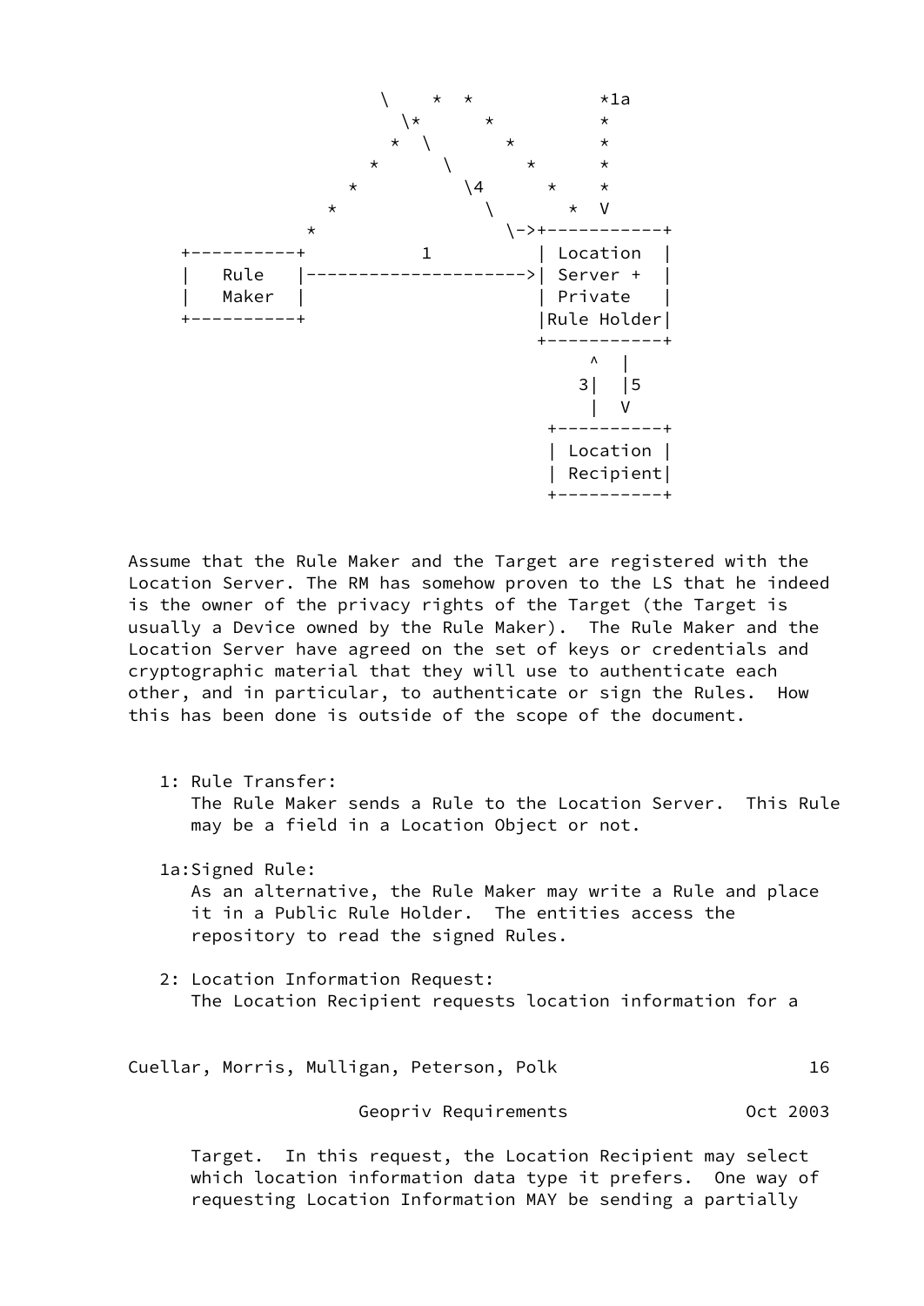```
                   \    *  *           *1a
                    \*      *          *
                   *  \       *        *
                 *      \       *      *
               *          \4      *    *
             *              \       *  V
           *                 \->+-----------+
  +----------+          1          | Location  |
  |   Rule   |-------------------->| Server +  |
  |   Maker  |                     | Private   |
  +----------+                     |Rule Holder|
                                   +-----------+
                                       ^  |
                                      3|  |5
                                       |  V
                                    +----------+
                                    | Location |
                                    | Recipient|
                                    +----------+
```

Assume that the Rule Maker and the Target are registered with the Location Server. The RM has somehow proven to the LS that he indeed is the owner of the privacy rights of the Target (the Target is usually a Device owned by the Rule Maker). The Rule Maker and the Location Server have agreed on the set of keys or credentials and cryptographic material that they will use to authenticate each other, and in particular, to authenticate or sign the Rules. How this has been done is outside of the scope of the document.

1: Rule Transfer:
   The Rule Maker sends a Rule to the Location Server. This Rule may be a field in a Location Object or not.

1a:Signed Rule:
   As an alternative, the Rule Maker may write a Rule and place it in a Public Rule Holder. The entities access the repository to read the signed Rules.

2: Location Information Request:
   The Location Recipient requests location information for a Target. In this request, the Location Recipient may select which location information data type it prefers. One way of requesting Location Information MAY be sending a partially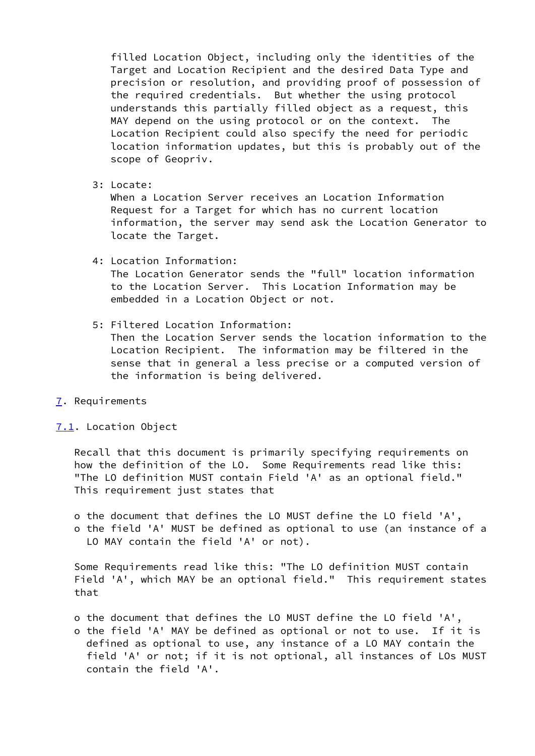filled Location Object, including only the identities of the Target and Location Recipient and the desired Data Type and precision or resolution, and providing proof of possession of the required credentials. But whether the using protocol understands this partially filled object as a request, this MAY depend on the using protocol or on the context. The Location Recipient could also specify the need for periodic location information updates, but this is probably out of the scope of Geopriv.

3: Locate:
When a Location Server receives an Location Information Request for a Target for which has no current location information, the server may send ask the Location Generator to locate the Target.

4: Location Information:
The Location Generator sends the "full" location information to the Location Server. This Location Information may be embedded in a Location Object or not.

5: Filtered Location Information:
Then the Location Server sends the location information to the Location Recipient. The information may be filtered in the sense that in general a less precise or a computed version of the information is being delivered.

## 7. Requirements

### 7.1. Location Object

Recall that this document is primarily specifying requirements on how the definition of the LO. Some Requirements read like this: "The LO definition MUST contain Field 'A' as an optional field." This requirement just states that

- the document that defines the LO MUST define the LO field 'A',
- the field 'A' MUST be defined as optional to use (an instance of a LO MAY contain the field 'A' or not).

Some Requirements read like this: "The LO definition MUST contain Field 'A', which MAY be an optional field." This requirement states that

- the document that defines the LO MUST define the LO field 'A',
- the field 'A' MAY be defined as optional or not to use. If it is defined as optional to use, any instance of a LO MAY contain the field 'A' or not; if it is not optional, all instances of LOs MUST contain the field 'A'.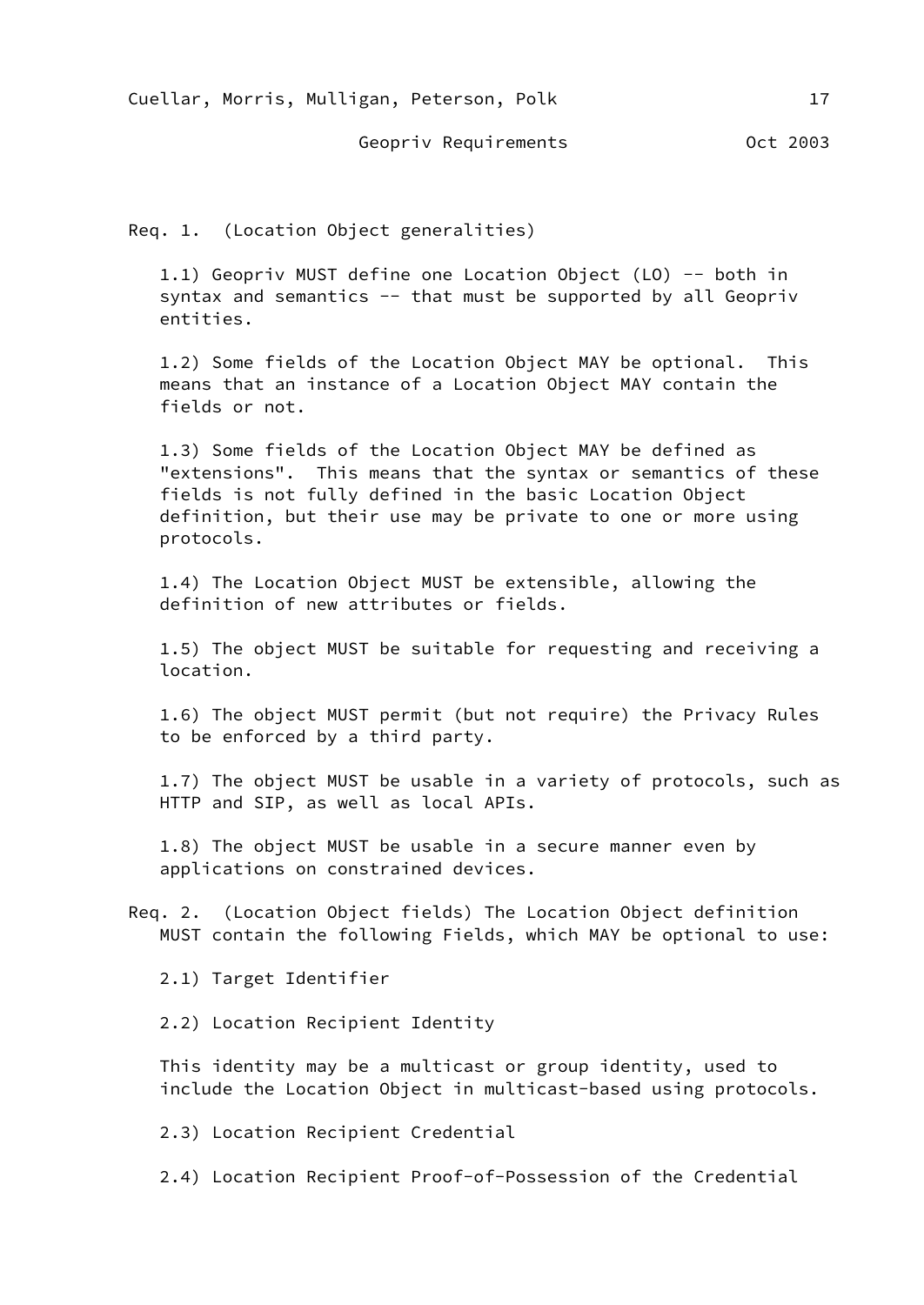Req. 1. (Location Object generalities)

1.1) Geopriv MUST define one Location Object (LO) -- both in syntax and semantics -- that must be supported by all Geopriv entities.

1.2) Some fields of the Location Object MAY be optional. This means that an instance of a Location Object MAY contain the fields or not.

1.3) Some fields of the Location Object MAY be defined as "extensions". This means that the syntax or semantics of these fields is not fully defined in the basic Location Object definition, but their use may be private to one or more using protocols.

1.4) The Location Object MUST be extensible, allowing the definition of new attributes or fields.

1.5) The object MUST be suitable for requesting and receiving a location.

1.6) The object MUST permit (but not require) the Privacy Rules to be enforced by a third party.

1.7) The object MUST be usable in a variety of protocols, such as HTTP and SIP, as well as local APIs.

1.8) The object MUST be usable in a secure manner even by applications on constrained devices.

Req. 2. (Location Object fields) The Location Object definition MUST contain the following Fields, which MAY be optional to use:

2.1) Target Identifier

2.2) Location Recipient Identity

This identity may be a multicast or group identity, used to include the Location Object in multicast-based using protocols.

2.3) Location Recipient Credential

2.4) Location Recipient Proof-of-Possession of the Credential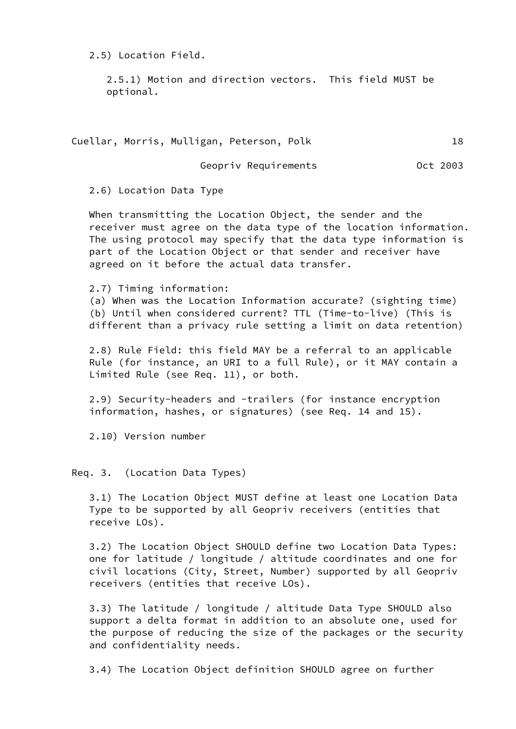2.5) Location Field.

2.5.1) Motion and direction vectors. This field MUST be optional.

2.6) Location Data Type

When transmitting the Location Object, the sender and the receiver must agree on the data type of the location information. The using protocol may specify that the data type information is part of the Location Object or that sender and receiver have agreed on it before the actual data transfer.

2.7) Timing information:
(a) When was the Location Information accurate? (sighting time)
(b) Until when considered current? TTL (Time-to-live) (This is different than a privacy rule setting a limit on data retention)

2.8) Rule Field: this field MAY be a referral to an applicable Rule (for instance, an URI to a full Rule), or it MAY contain a Limited Rule (see Req. 11), or both.

2.9) Security-headers and -trailers (for instance encryption information, hashes, or signatures) (see Req. 14 and 15).

2.10) Version number

Req. 3. (Location Data Types)

3.1) The Location Object MUST define at least one Location Data Type to be supported by all Geopriv receivers (entities that receive LOs).

3.2) The Location Object SHOULD define two Location Data Types: one for latitude / longitude / altitude coordinates and one for civil locations (City, Street, Number) supported by all Geopriv receivers (entities that receive LOs).

3.3) The latitude / longitude / altitude Data Type SHOULD also support a delta format in addition to an absolute one, used for the purpose of reducing the size of the packages or the security and confidentiality needs.

3.4) The Location Object definition SHOULD agree on further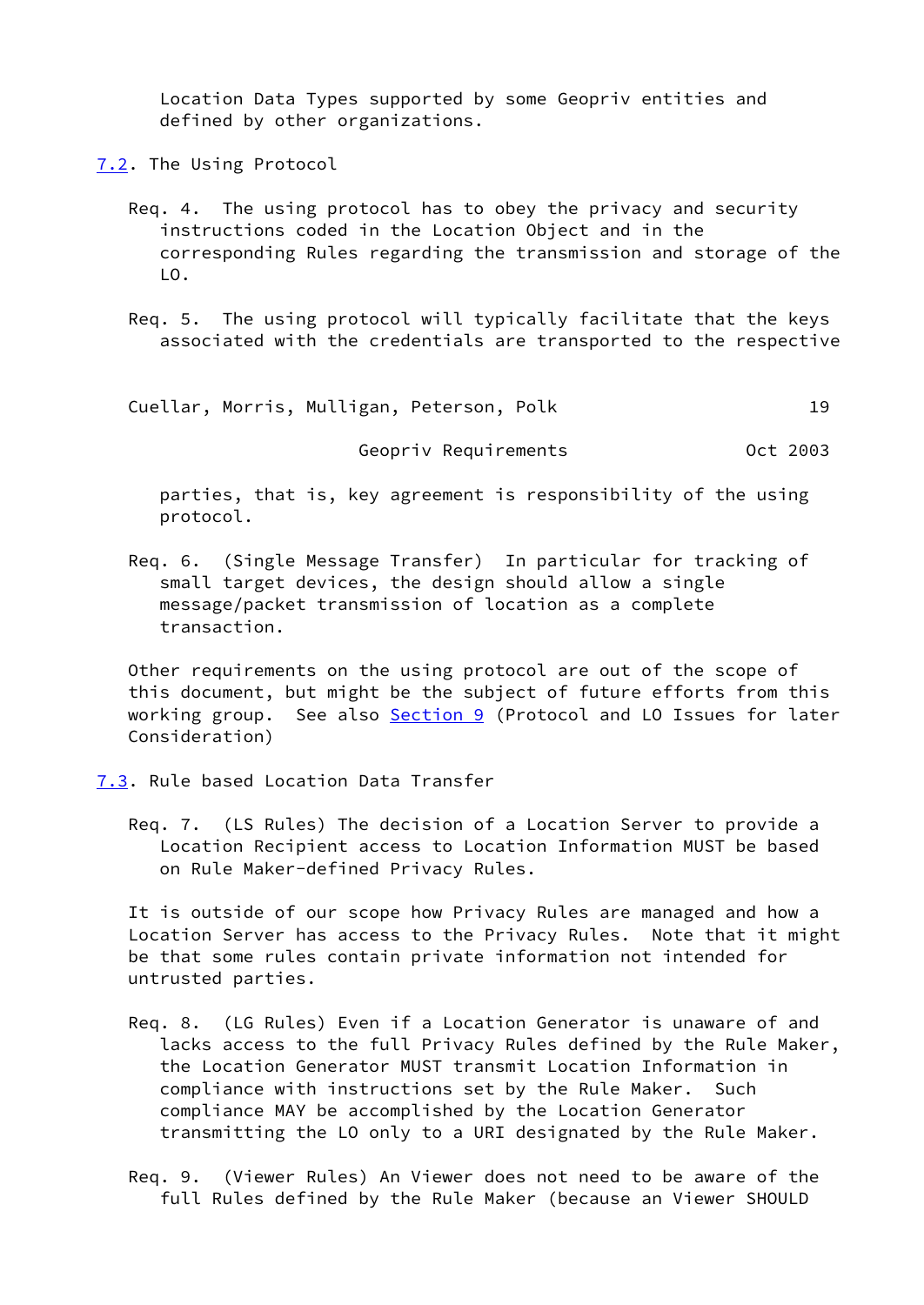Location Data Types supported by some Geopriv entities and defined by other organizations.

## 7.2. The Using Protocol

Req. 4. The using protocol has to obey the privacy and security instructions coded in the Location Object and in the corresponding Rules regarding the transmission and storage of the LO.

Req. 5. The using protocol will typically facilitate that the keys associated with the credentials are transported to the respective parties, that is, key agreement is responsibility of the using protocol.

Req. 6. (Single Message Transfer) In particular for tracking of small target devices, the design should allow a single message/packet transmission of location as a complete transaction.

Other requirements on the using protocol are out of the scope of this document, but might be the subject of future efforts from this working group. See also Section 9 (Protocol and LO Issues for later Consideration)

## 7.3. Rule based Location Data Transfer

Req. 7. (LS Rules) The decision of a Location Server to provide a Location Recipient access to Location Information MUST be based on Rule Maker-defined Privacy Rules.

It is outside of our scope how Privacy Rules are managed and how a Location Server has access to the Privacy Rules. Note that it might be that some rules contain private information not intended for untrusted parties.

Req. 8. (LG Rules) Even if a Location Generator is unaware of and lacks access to the full Privacy Rules defined by the Rule Maker, the Location Generator MUST transmit Location Information in compliance with instructions set by the Rule Maker. Such compliance MAY be accomplished by the Location Generator transmitting the LO only to a URI designated by the Rule Maker.

Req. 9. (Viewer Rules) An Viewer does not need to be aware of the full Rules defined by the Rule Maker (because an Viewer SHOULD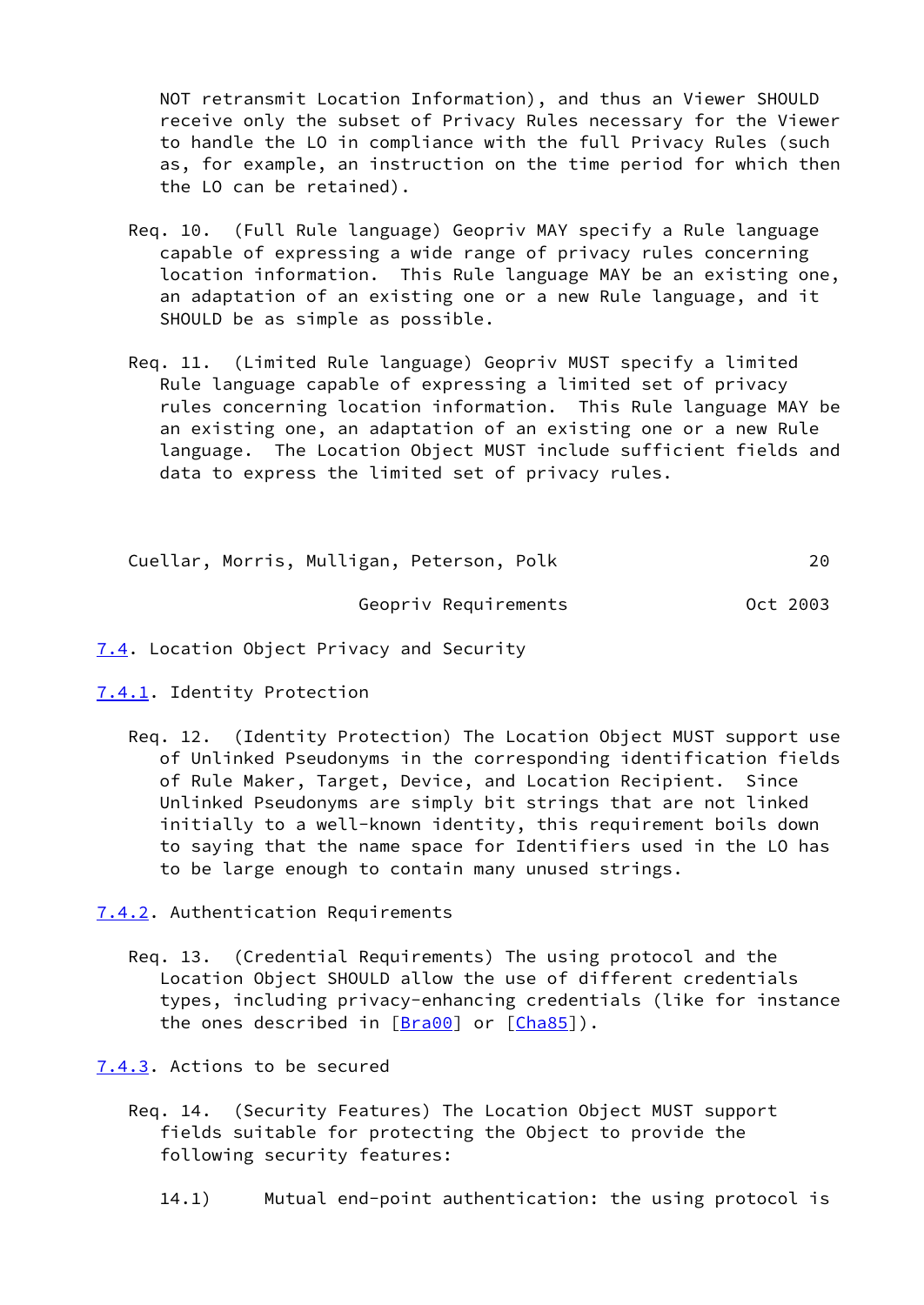NOT retransmit Location Information), and thus an Viewer SHOULD receive only the subset of Privacy Rules necessary for the Viewer to handle the LO in compliance with the full Privacy Rules (such as, for example, an instruction on the time period for which then the LO can be retained).

Req. 10. (Full Rule language) Geopriv MAY specify a Rule language capable of expressing a wide range of privacy rules concerning location information. This Rule language MAY be an existing one, an adaptation of an existing one or a new Rule language, and it SHOULD be as simple as possible.

Req. 11. (Limited Rule language) Geopriv MUST specify a limited Rule language capable of expressing a limited set of privacy rules concerning location information. This Rule language MAY be an existing one, an adaptation of an existing one or a new Rule language. The Location Object MUST include sufficient fields and data to express the limited set of privacy rules.

### 7.4. Location Object Privacy and Security

#### 7.4.1. Identity Protection

Req. 12. (Identity Protection) The Location Object MUST support use of Unlinked Pseudonyms in the corresponding identification fields of Rule Maker, Target, Device, and Location Recipient. Since Unlinked Pseudonyms are simply bit strings that are not linked initially to a well-known identity, this requirement boils down to saying that the name space for Identifiers used in the LO has to be large enough to contain many unused strings.

#### 7.4.2. Authentication Requirements

Req. 13. (Credential Requirements) The using protocol and the Location Object SHOULD allow the use of different credentials types, including privacy-enhancing credentials (like for instance the ones described in [Bra00] or [Cha85]).

#### 7.4.3. Actions to be secured

Req. 14. (Security Features) The Location Object MUST support fields suitable for protecting the Object to provide the following security features:

14.1) Mutual end-point authentication: the using protocol is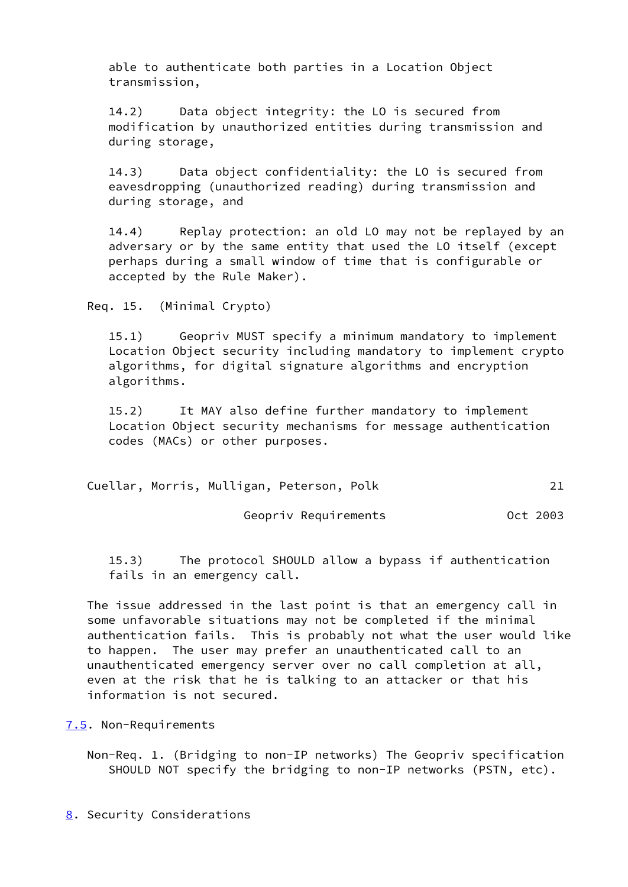able to authenticate both parties in a Location Object transmission,

14.2) Data object integrity: the LO is secured from modification by unauthorized entities during transmission and during storage,

14.3) Data object confidentiality: the LO is secured from eavesdropping (unauthorized reading) during transmission and during storage, and

14.4) Replay protection: an old LO may not be replayed by an adversary or by the same entity that used the LO itself (except perhaps during a small window of time that is configurable or accepted by the Rule Maker).

Req. 15. (Minimal Crypto)

15.1) Geopriv MUST specify a minimum mandatory to implement Location Object security including mandatory to implement crypto algorithms, for digital signature algorithms and encryption algorithms.

15.2) It MAY also define further mandatory to implement Location Object security mechanisms for message authentication codes (MACs) or other purposes.

15.3) The protocol SHOULD allow a bypass if authentication fails in an emergency call.

The issue addressed in the last point is that an emergency call in some unfavorable situations may not be completed if the minimal authentication fails. This is probably not what the user would like to happen. The user may prefer an unauthenticated call to an unauthenticated emergency server over no call completion at all, even at the risk that he is talking to an attacker or that his information is not secured.

### 7.5. Non-Requirements

Non-Req. 1. (Bridging to non-IP networks) The Geopriv specification SHOULD NOT specify the bridging to non-IP networks (PSTN, etc).

## 8. Security Considerations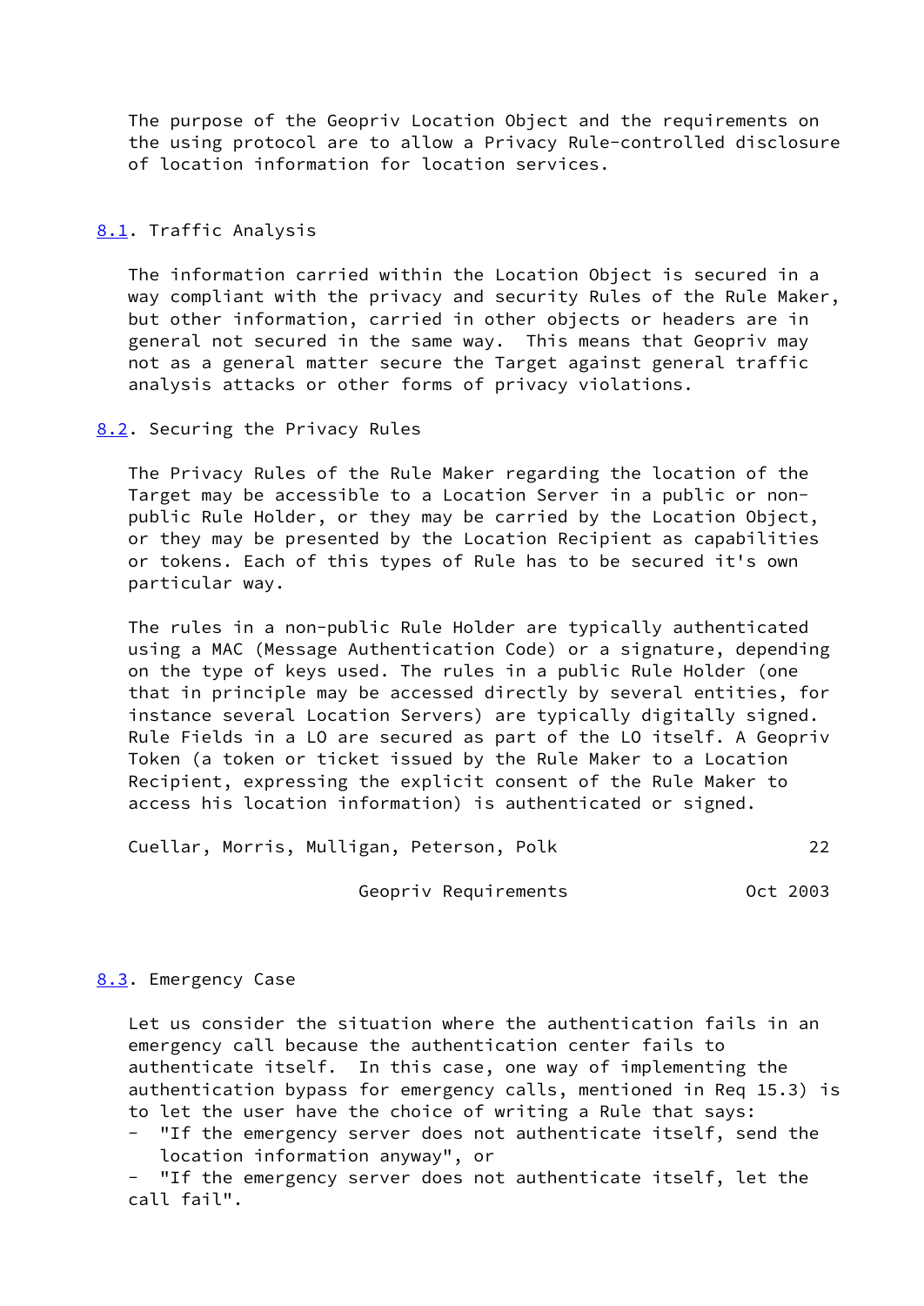The purpose of the Geopriv Location Object and the requirements on the using protocol are to allow a Privacy Rule-controlled disclosure of location information for location services.

## 8.1. Traffic Analysis

The information carried within the Location Object is secured in a way compliant with the privacy and security Rules of the Rule Maker, but other information, carried in other objects or headers are in general not secured in the same way. This means that Geopriv may not as a general matter secure the Target against general traffic analysis attacks or other forms of privacy violations.

## 8.2. Securing the Privacy Rules

The Privacy Rules of the Rule Maker regarding the location of the Target may be accessible to a Location Server in a public or non-public Rule Holder, or they may be carried by the Location Object, or they may be presented by the Location Recipient as capabilities or tokens. Each of this types of Rule has to be secured it's own particular way.

The rules in a non-public Rule Holder are typically authenticated using a MAC (Message Authentication Code) or a signature, depending on the type of keys used. The rules in a public Rule Holder (one that in principle may be accessed directly by several entities, for instance several Location Servers) are typically digitally signed. Rule Fields in a LO are secured as part of the LO itself. A Geopriv Token (a token or ticket issued by the Rule Maker to a Location Recipient, expressing the explicit consent of the Rule Maker to access his location information) is authenticated or signed.

## 8.3. Emergency Case

Let us consider the situation where the authentication fails in an emergency call because the authentication center fails to authenticate itself. In this case, one way of implementing the authentication bypass for emergency calls, mentioned in Req 15.3) is to let the user have the choice of writing a Rule that says:

- "If the emergency server does not authenticate itself, send the location information anyway", or
- "If the emergency server does not authenticate itself, let the call fail".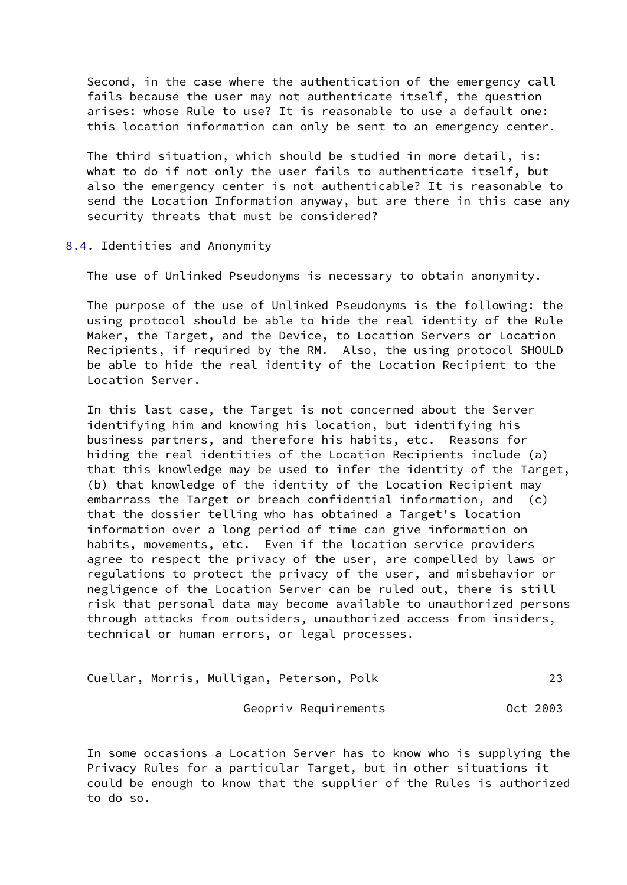Second, in the case where the authentication of the emergency call fails because the user may not authenticate itself, the question arises: whose Rule to use? It is reasonable to use a default one: this location information can only be sent to an emergency center.

The third situation, which should be studied in more detail, is: what to do if not only the user fails to authenticate itself, but also the emergency center is not authenticable? It is reasonable to send the Location Information anyway, but are there in this case any security threats that must be considered?

### 8.4. Identities and Anonymity

The use of Unlinked Pseudonyms is necessary to obtain anonymity.

The purpose of the use of Unlinked Pseudonyms is the following: the using protocol should be able to hide the real identity of the Rule Maker, the Target, and the Device, to Location Servers or Location Recipients, if required by the RM. Also, the using protocol SHOULD be able to hide the real identity of the Location Recipient to the Location Server.

In this last case, the Target is not concerned about the Server identifying him and knowing his location, but identifying his business partners, and therefore his habits, etc. Reasons for hiding the real identities of the Location Recipients include (a) that this knowledge may be used to infer the identity of the Target, (b) that knowledge of the identity of the Location Recipient may embarrass the Target or breach confidential information, and (c) that the dossier telling who has obtained a Target's location information over a long period of time can give information on habits, movements, etc. Even if the location service providers agree to respect the privacy of the user, are compelled by laws or regulations to protect the privacy of the user, and misbehavior or negligence of the Location Server can be ruled out, there is still risk that personal data may become available to unauthorized persons through attacks from outsiders, unauthorized access from insiders, technical or human errors, or legal processes.

In some occasions a Location Server has to know who is supplying the Privacy Rules for a particular Target, but in other situations it could be enough to know that the supplier of the Rules is authorized to do so.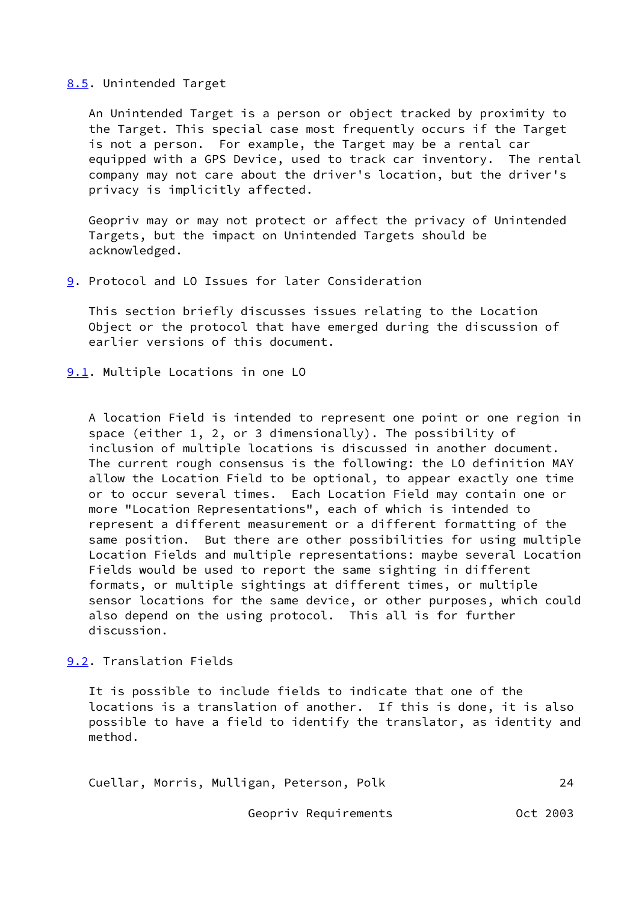## 8.5. Unintended Target

An Unintended Target is a person or object tracked by proximity to the Target. This special case most frequently occurs if the Target is not a person. For example, the Target may be a rental car equipped with a GPS Device, used to track car inventory. The rental company may not care about the driver's location, but the driver's privacy is implicitly affected.

Geopriv may or may not protect or affect the privacy of Unintended Targets, but the impact on Unintended Targets should be acknowledged.

# 9. Protocol and LO Issues for later Consideration

This section briefly discusses issues relating to the Location Object or the protocol that have emerged during the discussion of earlier versions of this document.

## 9.1. Multiple Locations in one LO

A location Field is intended to represent one point or one region in space (either 1, 2, or 3 dimensionally). The possibility of inclusion of multiple locations is discussed in another document. The current rough consensus is the following: the LO definition MAY allow the Location Field to be optional, to appear exactly one time or to occur several times. Each Location Field may contain one or more "Location Representations", each of which is intended to represent a different measurement or a different formatting of the same position. But there are other possibilities for using multiple Location Fields and multiple representations: maybe several Location Fields would be used to report the same sighting in different formats, or multiple sightings at different times, or multiple sensor locations for the same device, or other purposes, which could also depend on the using protocol. This all is for further discussion.

## 9.2. Translation Fields

It is possible to include fields to indicate that one of the locations is a translation of another. If this is done, it is also possible to have a field to identify the translator, as identity and method.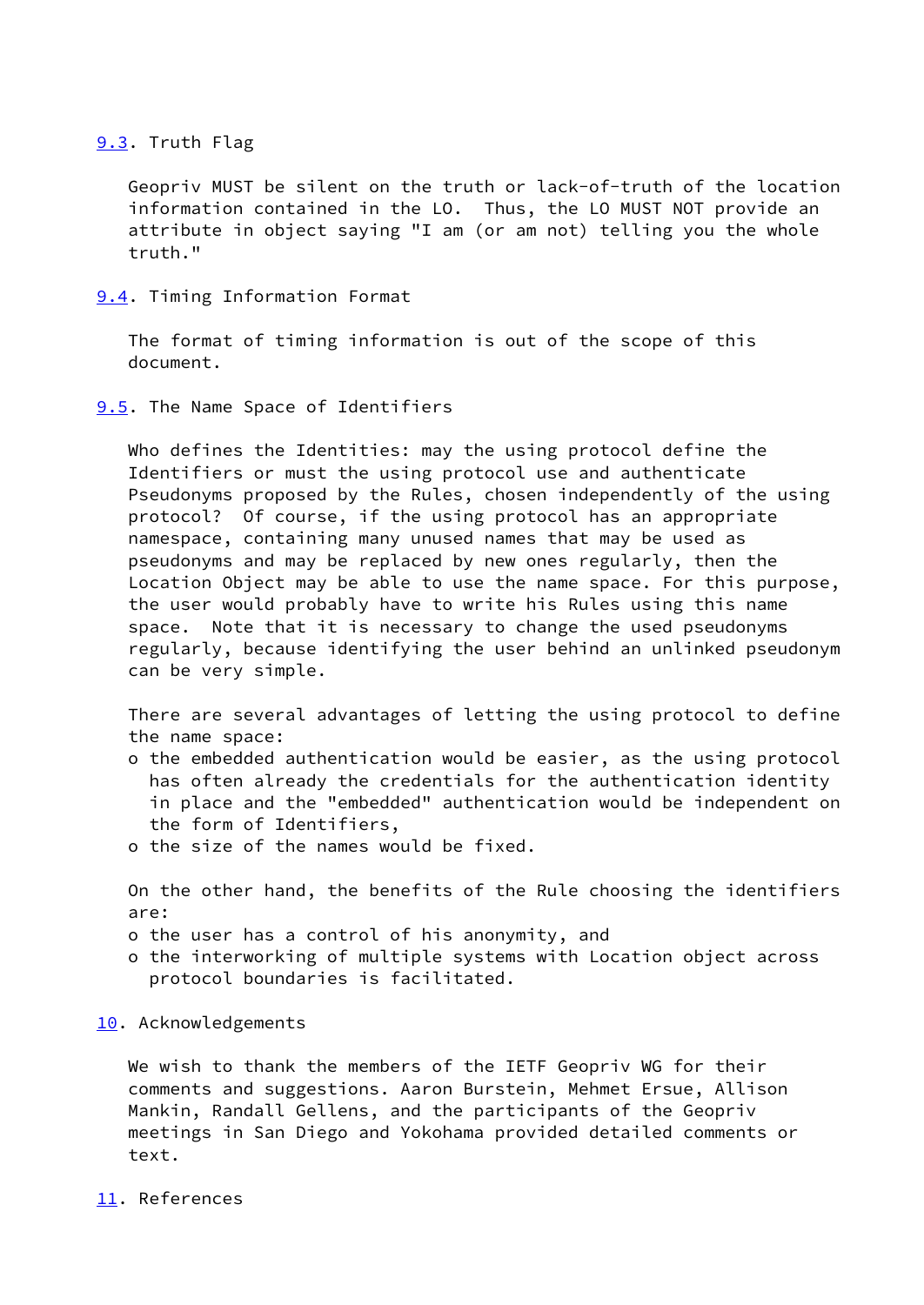## 9.3. Truth Flag

Geopriv MUST be silent on the truth or lack-of-truth of the location information contained in the LO. Thus, the LO MUST NOT provide an attribute in object saying "I am (or am not) telling you the whole truth."

## 9.4. Timing Information Format

The format of timing information is out of the scope of this document.

## 9.5. The Name Space of Identifiers

Who defines the Identities: may the using protocol define the Identifiers or must the using protocol use and authenticate Pseudonyms proposed by the Rules, chosen independently of the using protocol? Of course, if the using protocol has an appropriate namespace, containing many unused names that may be used as pseudonyms and may be replaced by new ones regularly, then the Location Object may be able to use the name space. For this purpose, the user would probably have to write his Rules using this name space. Note that it is necessary to change the used pseudonyms regularly, because identifying the user behind an unlinked pseudonym can be very simple.

There are several advantages of letting the using protocol to define the name space:

- the embedded authentication would be easier, as the using protocol has often already the credentials for the authentication identity in place and the "embedded" authentication would be independent on the form of Identifiers,
- the size of the names would be fixed.

On the other hand, the benefits of the Rule choosing the identifiers are:

- the user has a control of his anonymity, and
- the interworking of multiple systems with Location object across protocol boundaries is facilitated.

## 10. Acknowledgements

We wish to thank the members of the IETF Geopriv WG for their comments and suggestions. Aaron Burstein, Mehmet Ersue, Allison Mankin, Randall Gellens, and the participants of the Geopriv meetings in San Diego and Yokohama provided detailed comments or text.

## 11. References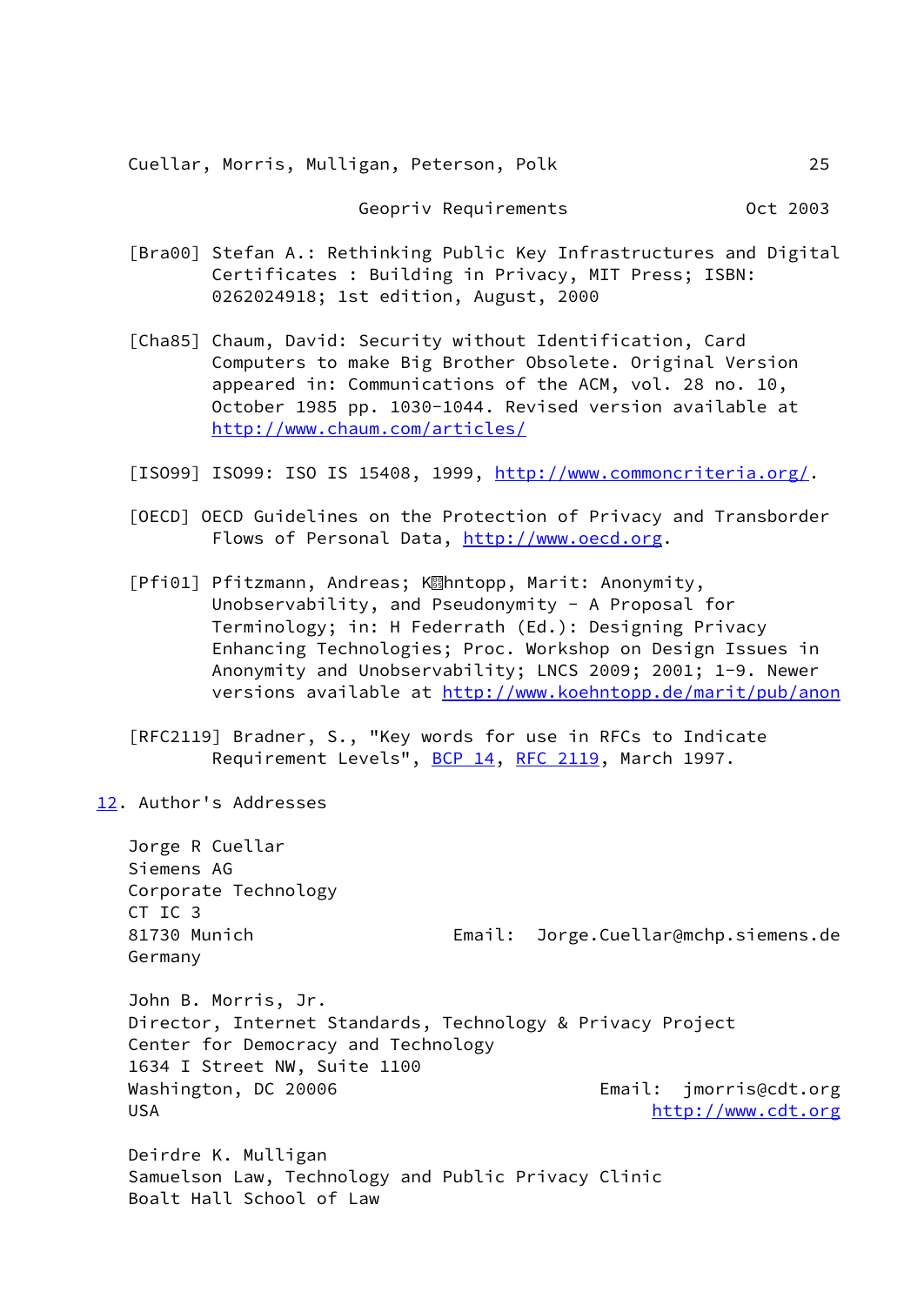[Bra00] Stefan A.: Rethinking Public Key Infrastructures and Digital Certificates : Building in Privacy, MIT Press; ISBN: 0262024918; 1st edition, August, 2000

[Cha85] Chaum, David: Security without Identification, Card Computers to make Big Brother Obsolete. Original Version appeared in: Communications of the ACM, vol. 28 no. 10, October 1985 pp. 1030-1044. Revised version available at http://www.chaum.com/articles/

[ISO99] ISO99: ISO IS 15408, 1999, http://www.commoncriteria.org/.

[OECD] OECD Guidelines on the Protection of Privacy and Transborder Flows of Personal Data, http://www.oecd.org.

[Pfi01] Pfitzmann, Andreas; K�hntopp, Marit: Anonymity, Unobservability, and Pseudonymity - A Proposal for Terminology; in: H Federrath (Ed.): Designing Privacy Enhancing Technologies; Proc. Workshop on Design Issues in Anonymity and Unobservability; LNCS 2009; 2001; 1-9. Newer versions available at http://www.koehntopp.de/marit/pub/anon

[RFC2119] Bradner, S., "Key words for use in RFCs to Indicate Requirement Levels", BCP 14, RFC 2119, March 1997.

## 12. Author's Addresses

Jorge R Cuellar
Siemens AG
Corporate Technology
CT IC 3
81730 Munich
Germany
Email: Jorge.Cuellar@mchp.siemens.de

John B. Morris, Jr.
Director, Internet Standards, Technology & Privacy Project
Center for Democracy and Technology
1634 I Street NW, Suite 1100
Washington, DC 20006
USA
Email: jmorris@cdt.org
http://www.cdt.org

Deirdre K. Mulligan
Samuelson Law, Technology and Public Privacy Clinic
Boalt Hall School of Law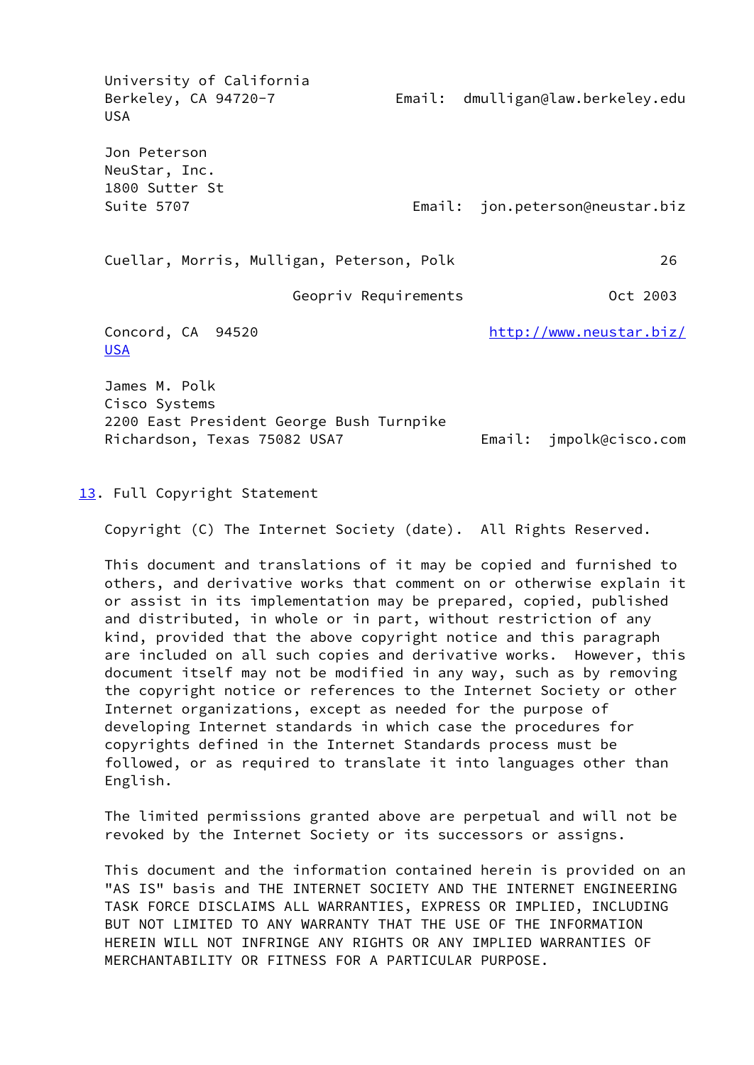University of California
Berkeley, CA 94720-7 Email: dmulligan@law.berkeley.edu
USA

Jon Peterson
NeuStar, Inc.
1800 Sutter St
Suite 5707 Email: jon.peterson@neustar.biz
Concord, CA 94520 http://www.neustar.biz/
USA

James M. Polk
Cisco Systems
2200 East President George Bush Turnpike
Richardson, Texas 75082 USA7 Email: jmpolk@cisco.com

## 13. Full Copyright Statement

Copyright (C) The Internet Society (date). All Rights Reserved.

This document and translations of it may be copied and furnished to others, and derivative works that comment on or otherwise explain it or assist in its implementation may be prepared, copied, published and distributed, in whole or in part, without restriction of any kind, provided that the above copyright notice and this paragraph are included on all such copies and derivative works. However, this document itself may not be modified in any way, such as by removing the copyright notice or references to the Internet Society or other Internet organizations, except as needed for the purpose of developing Internet standards in which case the procedures for copyrights defined in the Internet Standards process must be followed, or as required to translate it into languages other than English.

The limited permissions granted above are perpetual and will not be revoked by the Internet Society or its successors or assigns.

This document and the information contained herein is provided on an "AS IS" basis and THE INTERNET SOCIETY AND THE INTERNET ENGINEERING TASK FORCE DISCLAIMS ALL WARRANTIES, EXPRESS OR IMPLIED, INCLUDING BUT NOT LIMITED TO ANY WARRANTY THAT THE USE OF THE INFORMATION HEREIN WILL NOT INFRINGE ANY RIGHTS OR ANY IMPLIED WARRANTIES OF MERCHANTABILITY OR FITNESS FOR A PARTICULAR PURPOSE.